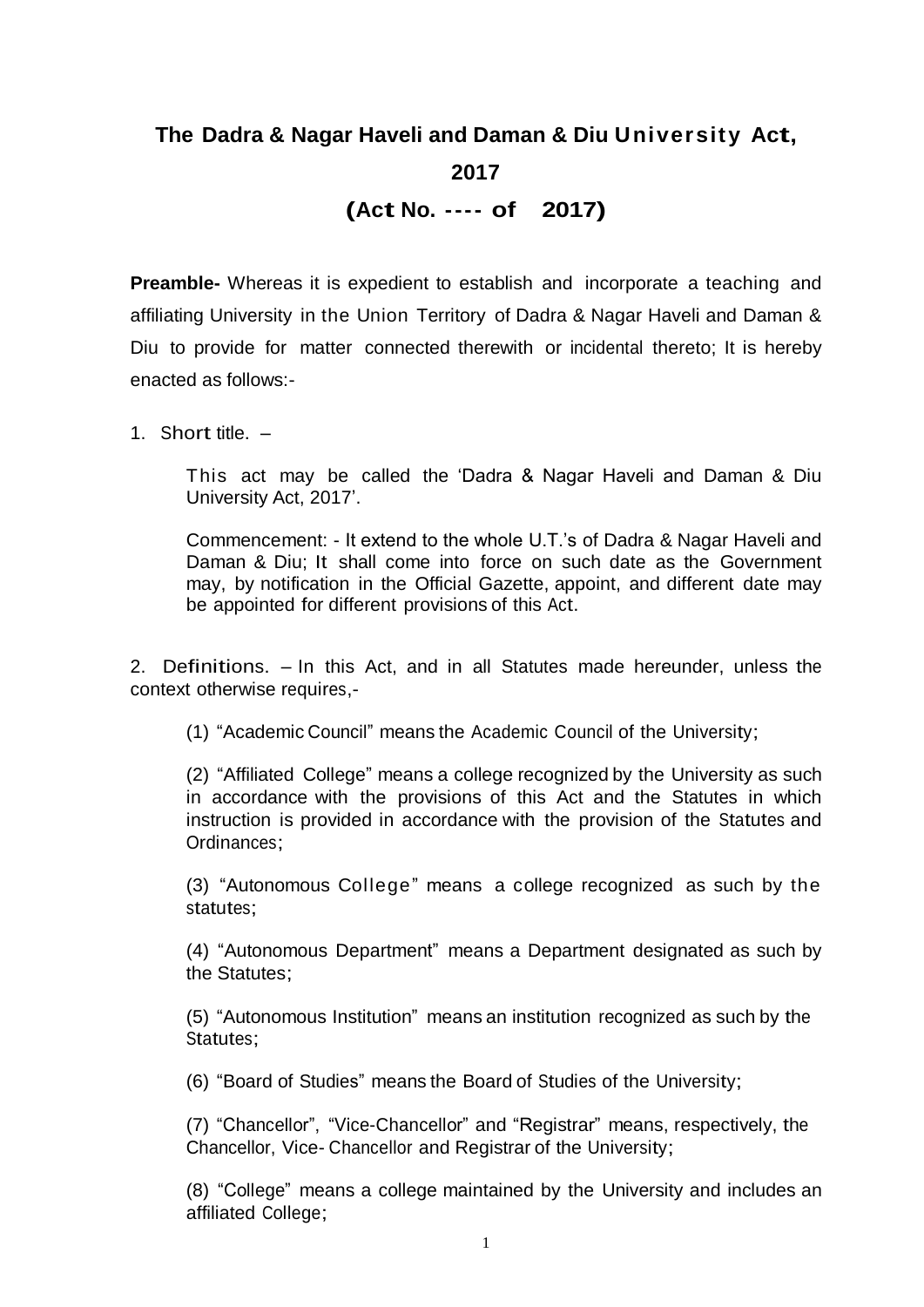# The Dadra & Nagar Haveli and Daman & Diu University Act, 2017

## (Act No. ---- of 2017)

**Preamble-** Whereas it is expedient to establish and incorporate a teaching and affiliating University in the Union Territory of Dadra & Nagar Haveli and Daman & Diu to provide for matter connected therewith or incidental thereto; It is hereby enacted as follows:-

1. Short title. –

   This act may be called the 'Dadra & Nagar Haveli and Daman & Diu University Act, 2017'.

   Commencement: - It extend to the whole U.T.'s of Dadra & Nagar Haveli and Daman & Diu; It shall come into force on such date as the Government may, by notification in the Official Gazette, appoint, and different date may be appointed for different provisions of this Act.

2. Definitions. – In this Act, and in all Statutes made hereunder, unless the context otherwise requires,-

   (1) "Academic Council" means the Academic Council of the University;

   (2) "Affiliated College" means a college recognized by the University as such in accordance with the provisions of this Act and the Statutes in which instruction is provided in accordance with the provision of the Statutes and Ordinances;

   (3) "Autonomous College" means a college recognized as such by the statutes;

   (4) "Autonomous Department" means a Department designated as such by the Statutes;

   (5) "Autonomous Institution" means an institution recognized as such by the Statutes;

   (6) "Board of Studies" means the Board of Studies of the University;

   (7) "Chancellor", "Vice-Chancellor" and "Registrar" means, respectively, the Chancellor, Vice- Chancellor and Registrar of the University;

   (8) "College" means a college maintained by the University and includes an affiliated College;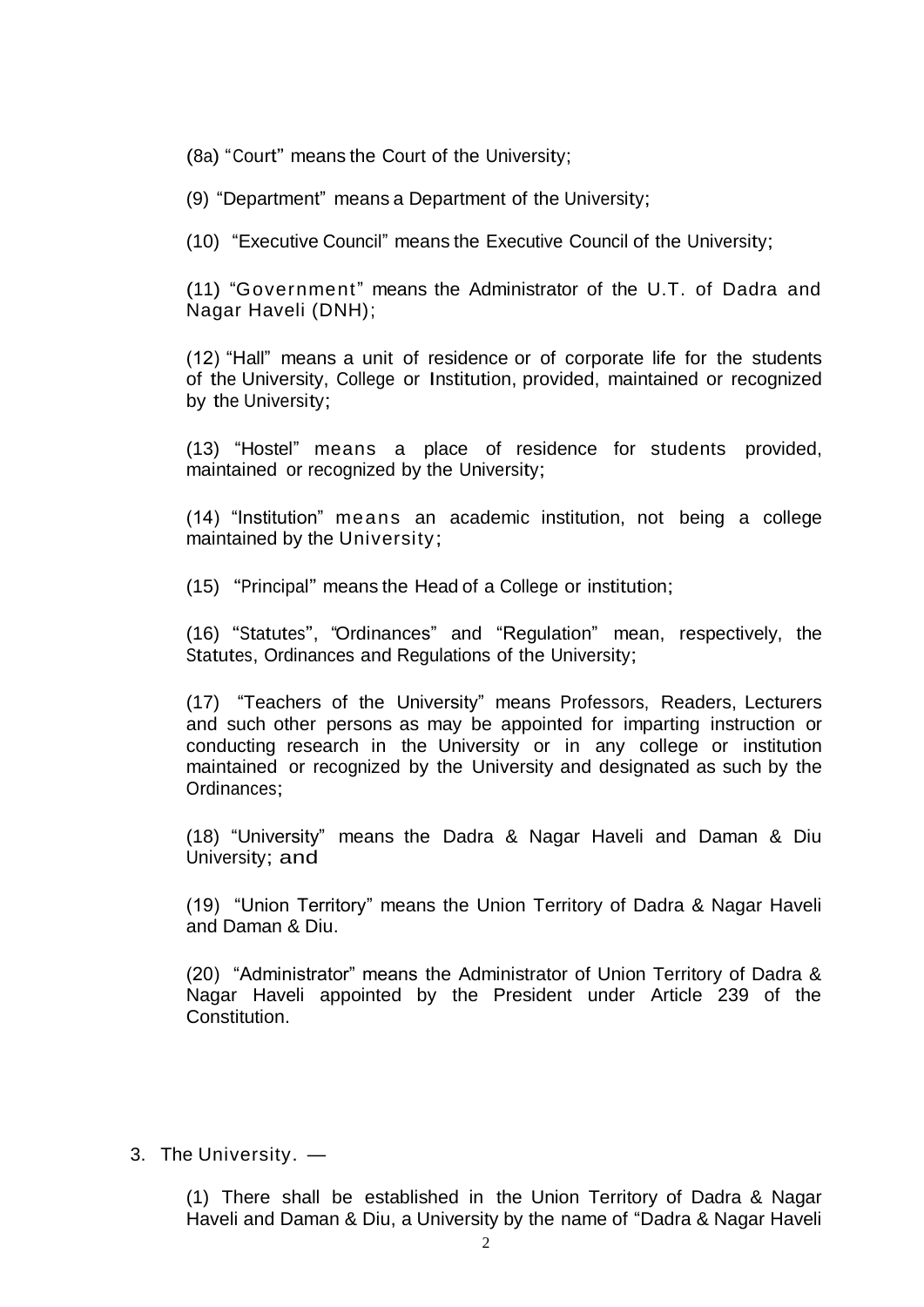(8a) "Court" means the Court of the University;

(9) "Department" means a Department of the University;

(10) "Executive Council" means the Executive Council of the University;

(11) "Government" means the Administrator of the U.T. of Dadra and Nagar Haveli (DNH);

(12) "Hall" means a unit of residence or of corporate life for the students of the University, College or Institution, provided, maintained or recognized by the University;

(13) "Hostel" means a place of residence for students provided, maintained or recognized by the University;

(14) "Institution" means an academic institution, not being a college maintained by the University;

(15) "Principal" means the Head of a College or institution;

(16) "Statutes", "Ordinances" and "Regulation" mean, respectively, the Statutes, Ordinances and Regulations of the University;

(17) "Teachers of the University" means Professors, Readers, Lecturers and such other persons as may be appointed for imparting instruction or conducting research in the University or in any college or institution maintained or recognized by the University and designated as such by the Ordinances;

(18) "University" means the Dadra & Nagar Haveli and Daman & Diu University; and

(19) "Union Territory" means the Union Territory of Dadra & Nagar Haveli and Daman & Diu.

(20) "Administrator" means the Administrator of Union Territory of Dadra & Nagar Haveli appointed by the President under Article 239 of the Constitution.

3. The University. —

(1) There shall be established in the Union Territory of Dadra & Nagar Haveli and Daman & Diu, a University by the name of "Dadra & Nagar Haveli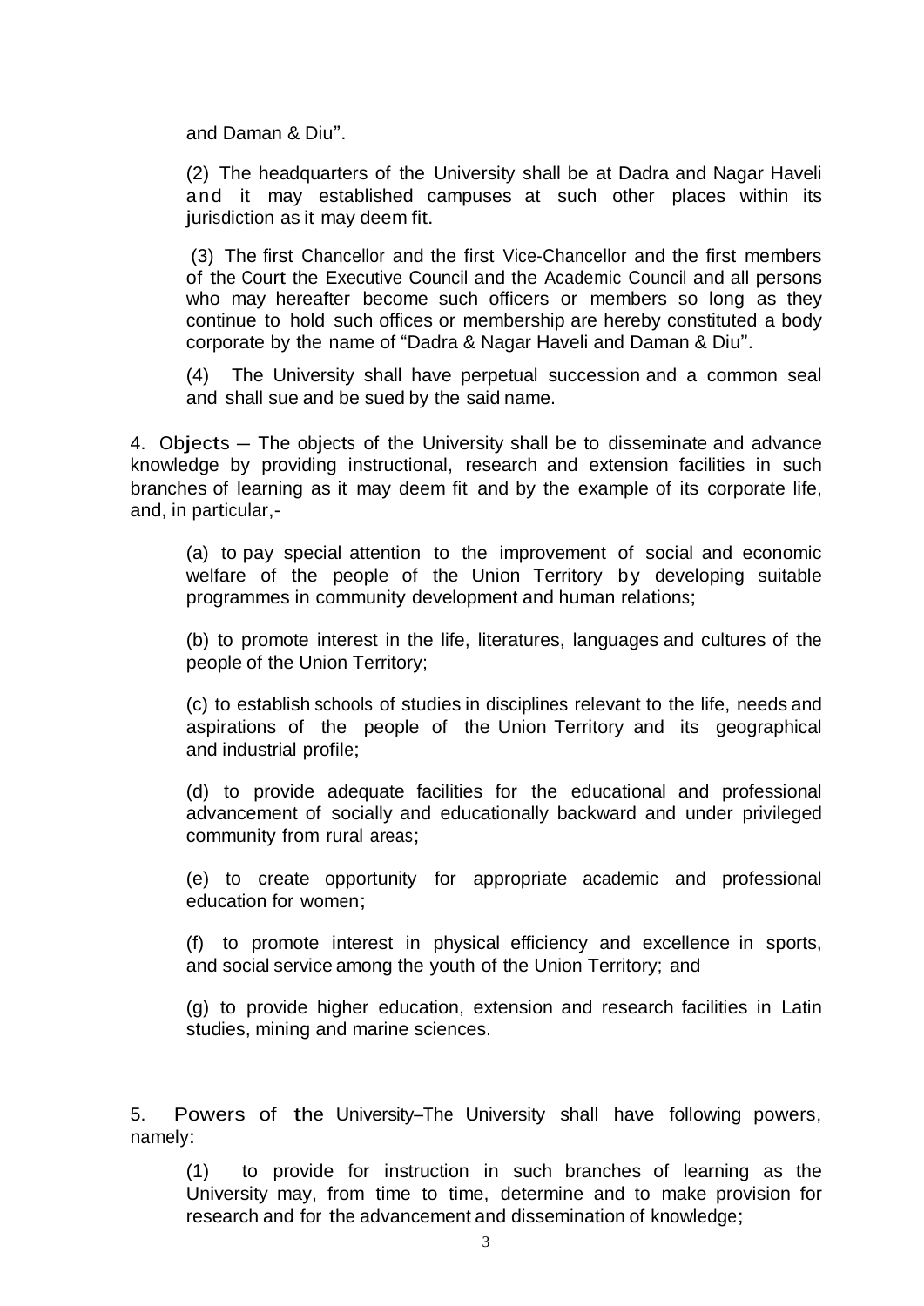and Daman & Diu".

(2) The headquarters of the University shall be at Dadra and Nagar Haveli and it may established campuses at such other places within its jurisdiction as it may deem fit.

(3) The first Chancellor and the first Vice-Chancellor and the first members of the Court the Executive Council and the Academic Council and all persons who may hereafter become such officers or members so long as they continue to hold such offices or membership are hereby constituted a body corporate by the name of "Dadra & Nagar Haveli and Daman & Diu".

(4) The University shall have perpetual succession and a common seal and shall sue and be sued by the said name.

4. Objects – The objects of the University shall be to disseminate and advance knowledge by providing instructional, research and extension facilities in such branches of learning as it may deem fit and by the example of its corporate life, and, in particular,-

(a) to pay special attention to the improvement of social and economic welfare of the people of the Union Territory by developing suitable programmes in community development and human relations;

(b) to promote interest in the life, literatures, languages and cultures of the people of the Union Territory;

(c) to establish schools of studies in disciplines relevant to the life, needs and aspirations of the people of the Union Territory and its geographical and industrial profile;

(d) to provide adequate facilities for the educational and professional advancement of socially and educationally backward and under privileged community from rural areas;

(e) to create opportunity for appropriate academic and professional education for women;

(f) to promote interest in physical efficiency and excellence in sports, and social service among the youth of the Union Territory; and

(g) to provide higher education, extension and research facilities in Latin studies, mining and marine sciences.

5. Powers of the University–The University shall have following powers, namely:

(1) to provide for instruction in such branches of learning as the University may, from time to time, determine and to make provision for research and for the advancement and dissemination of knowledge;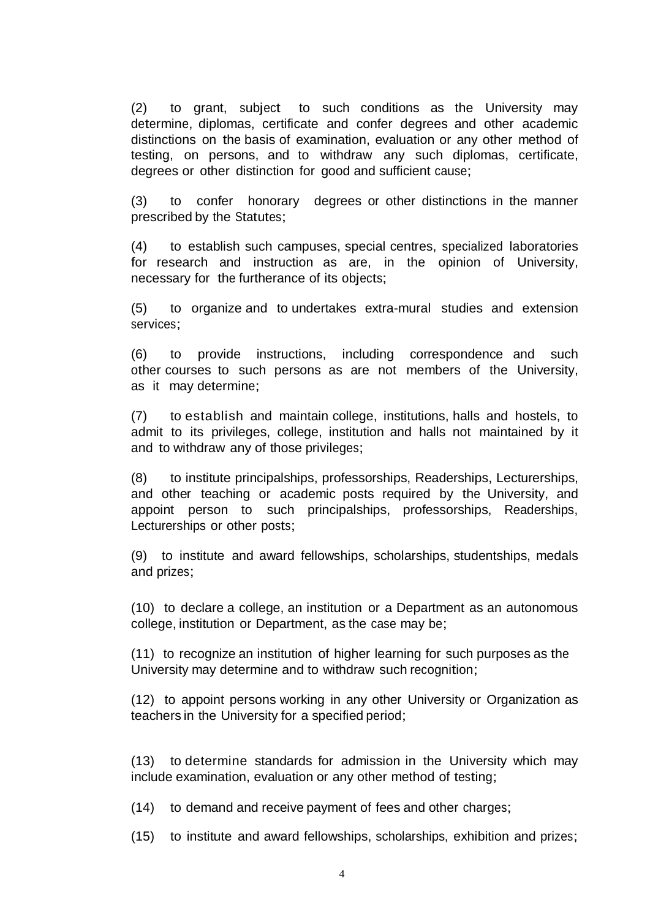(2) to grant, subject to such conditions as the University may determine, diplomas, certificate and confer degrees and other academic distinctions on the basis of examination, evaluation or any other method of testing, on persons, and to withdraw any such diplomas, certificate, degrees or other distinction for good and sufficient cause;

(3) to confer honorary degrees or other distinctions in the manner prescribed by the Statutes;

(4) to establish such campuses, special centres, specialized laboratories for research and instruction as are, in the opinion of University, necessary for the furtherance of its objects;

(5) to organize and to undertakes extra-mural studies and extension services;

(6) to provide instructions, including correspondence and such other courses to such persons as are not members of the University, as it may determine;

(7) to establish and maintain college, institutions, halls and hostels, to admit to its privileges, college, institution and halls not maintained by it and to withdraw any of those privileges;

(8) to institute principalships, professorships, Readerships, Lecturerships, and other teaching or academic posts required by the University, and appoint person to such principalships, professorships, Readerships, Lecturerships or other posts;

(9) to institute and award fellowships, scholarships, studentships, medals and prizes;

(10) to declare a college, an institution or a Department as an autonomous college, institution or Department, as the case may be;

(11) to recognize an institution of higher learning for such purposes as the University may determine and to withdraw such recognition;

(12) to appoint persons working in any other University or Organization as teachers in the University for a specified period;

(13) to determine standards for admission in the University which may include examination, evaluation or any other method of testing;

(14) to demand and receive payment of fees and other charges;

(15) to institute and award fellowships, scholarships, exhibition and prizes;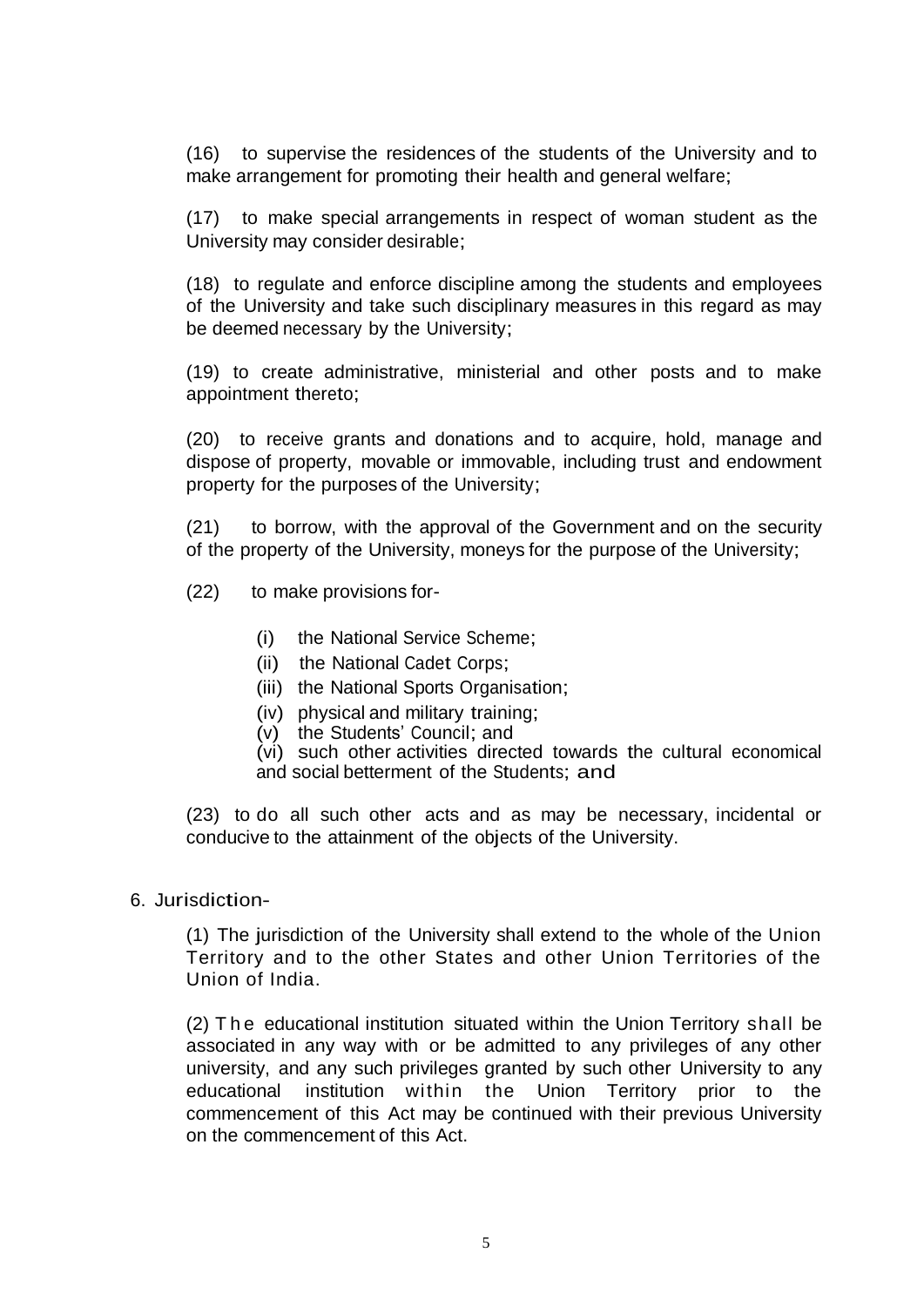(16) to supervise the residences of the students of the University and to make arrangement for promoting their health and general welfare;

(17) to make special arrangements in respect of woman student as the University may consider desirable;

(18) to regulate and enforce discipline among the students and employees of the University and take such disciplinary measures in this regard as may be deemed necessary by the University;

(19) to create administrative, ministerial and other posts and to make appointment thereto;

(20) to receive grants and donations and to acquire, hold, manage and dispose of property, movable or immovable, including trust and endowment property for the purposes of the University;

(21) to borrow, with the approval of the Government and on the security of the property of the University, moneys for the purpose of the University;

(22) to make provisions for-

- (i) the National Service Scheme;
- (ii) the National Cadet Corps;
- (iii) the National Sports Organisation;
- (iv) physical and military training;
- (v) the Students' Council; and
- (vi) such other activities directed towards the cultural economical and social betterment of the Students; and

(23) to do all such other acts and as may be necessary, incidental or conducive to the attainment of the objects of the University.

6. Jurisdiction-

(1) The jurisdiction of the University shall extend to the whole of the Union Territory and to the other States and other Union Territories of the Union of India.

(2) The educational institution situated within the Union Territory shall be associated in any way with or be admitted to any privileges of any other university, and any such privileges granted by such other University to any educational institution within the Union Territory prior to the commencement of this Act may be continued with their previous University on the commencement of this Act.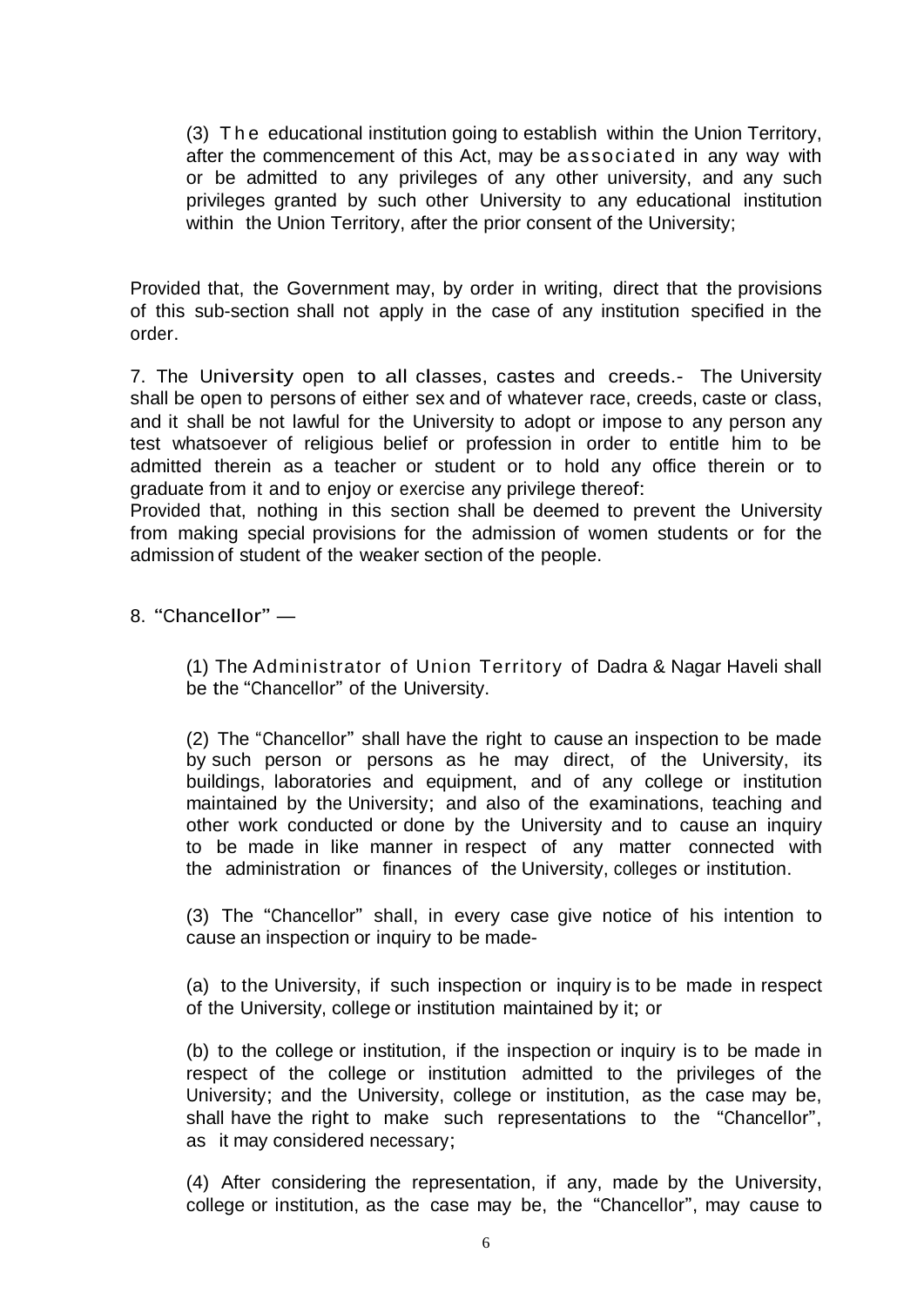(3) The educational institution going to establish within the Union Territory, after the commencement of this Act, may be associated in any way with or be admitted to any privileges of any other university, and any such privileges granted by such other University to any educational institution within the Union Territory, after the prior consent of the University;

Provided that, the Government may, by order in writing, direct that the provisions of this sub-section shall not apply in the case of any institution specified in the order.

7. The University open to all classes, castes and creeds.- The University shall be open to persons of either sex and of whatever race, creeds, caste or class, and it shall be not lawful for the University to adopt or impose to any person any test whatsoever of religious belief or profession in order to entitle him to be admitted therein as a teacher or student or to hold any office therein or to graduate from it and to enjoy or exercise any privilege thereof:
Provided that, nothing in this section shall be deemed to prevent the University from making special provisions for the admission of women students or for the admission of student of the weaker section of the people.

8. "Chancellor" —

(1) The Administrator of Union Territory of Dadra & Nagar Haveli shall be the "Chancellor" of the University.

(2) The "Chancellor" shall have the right to cause an inspection to be made by such person or persons as he may direct, of the University, its buildings, laboratories and equipment, and of any college or institution maintained by the University; and also of the examinations, teaching and other work conducted or done by the University and to cause an inquiry to be made in like manner in respect of any matter connected with the administration or finances of the University, colleges or institution.

(3) The "Chancellor" shall, in every case give notice of his intention to cause an inspection or inquiry to be made-

(a) to the University, if such inspection or inquiry is to be made in respect of the University, college or institution maintained by it; or

(b) to the college or institution, if the inspection or inquiry is to be made in respect of the college or institution admitted to the privileges of the University; and the University, college or institution, as the case may be, shall have the right to make such representations to the "Chancellor", as it may considered necessary;

(4) After considering the representation, if any, made by the University, college or institution, as the case may be, the "Chancellor", may cause to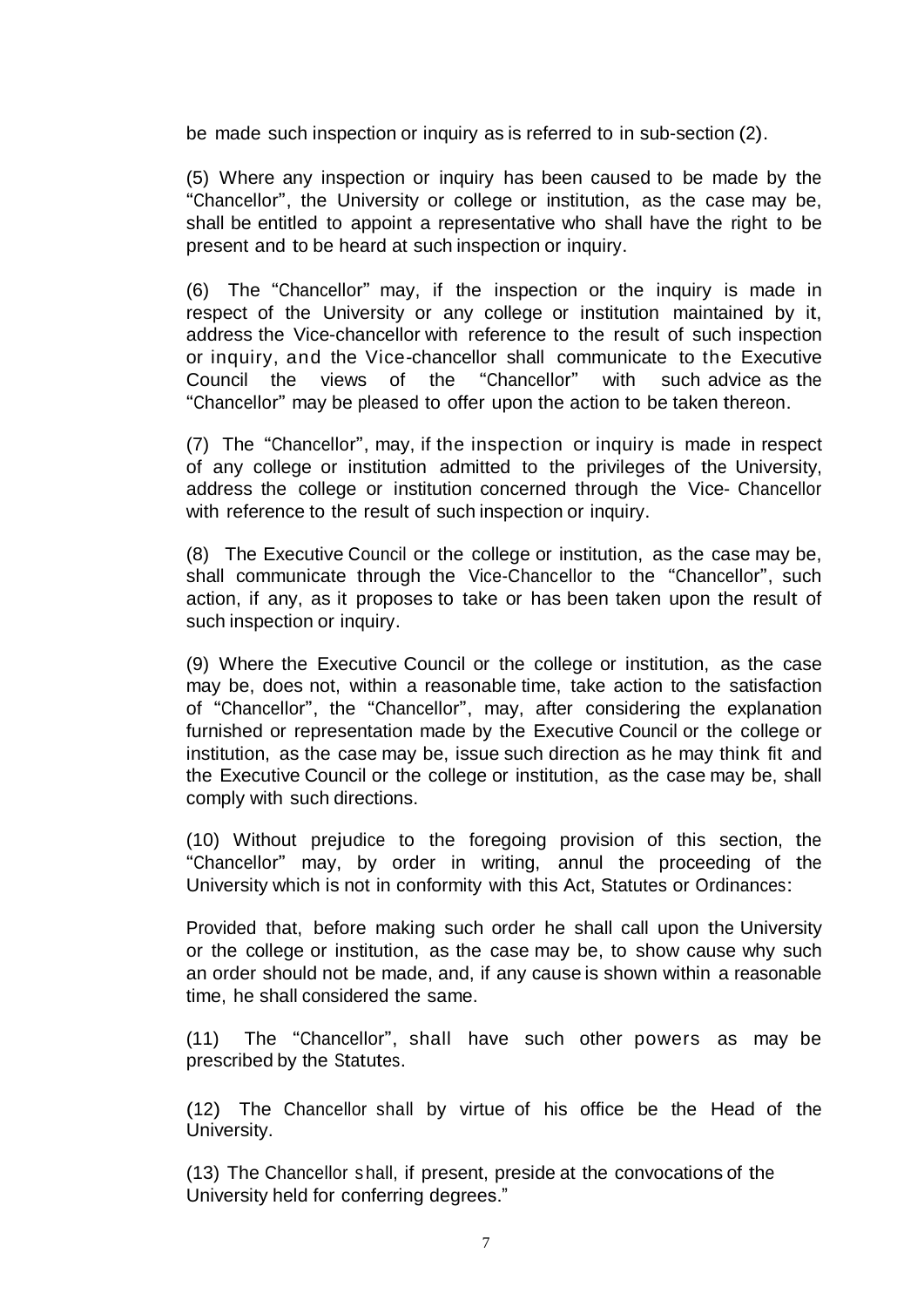be made such inspection or inquiry as is referred to in sub-section (2).

(5) Where any inspection or inquiry has been caused to be made by the "Chancellor", the University or college or institution, as the case may be, shall be entitled to appoint a representative who shall have the right to be present and to be heard at such inspection or inquiry.

(6) The "Chancellor" may, if the inspection or the inquiry is made in respect of the University or any college or institution maintained by it, address the Vice-chancellor with reference to the result of such inspection or inquiry, and the Vice-chancellor shall communicate to the Executive Council the views of the "Chancellor" with such advice as the "Chancellor" may be pleased to offer upon the action to be taken thereon.

(7) The "Chancellor", may, if the inspection or inquiry is made in respect of any college or institution admitted to the privileges of the University, address the college or institution concerned through the Vice- Chancellor with reference to the result of such inspection or inquiry.

(8) The Executive Council or the college or institution, as the case may be, shall communicate through the Vice-Chancellor to the "Chancellor", such action, if any, as it proposes to take or has been taken upon the result of such inspection or inquiry.

(9) Where the Executive Council or the college or institution, as the case may be, does not, within a reasonable time, take action to the satisfaction of "Chancellor", the "Chancellor", may, after considering the explanation furnished or representation made by the Executive Council or the college or institution, as the case may be, issue such direction as he may think fit and the Executive Council or the college or institution, as the case may be, shall comply with such directions.

(10) Without prejudice to the foregoing provision of this section, the "Chancellor" may, by order in writing, annul the proceeding of the University which is not in conformity with this Act, Statutes or Ordinances:

Provided that, before making such order he shall call upon the University or the college or institution, as the case may be, to show cause why such an order should not be made, and, if any cause is shown within a reasonable time, he shall considered the same.

(11) The "Chancellor", shall have such other powers as may be prescribed by the Statutes.

(12) The Chancellor shall by virtue of his office be the Head of the University.

(13) The Chancellor shall, if present, preside at the convocations of the University held for conferring degrees."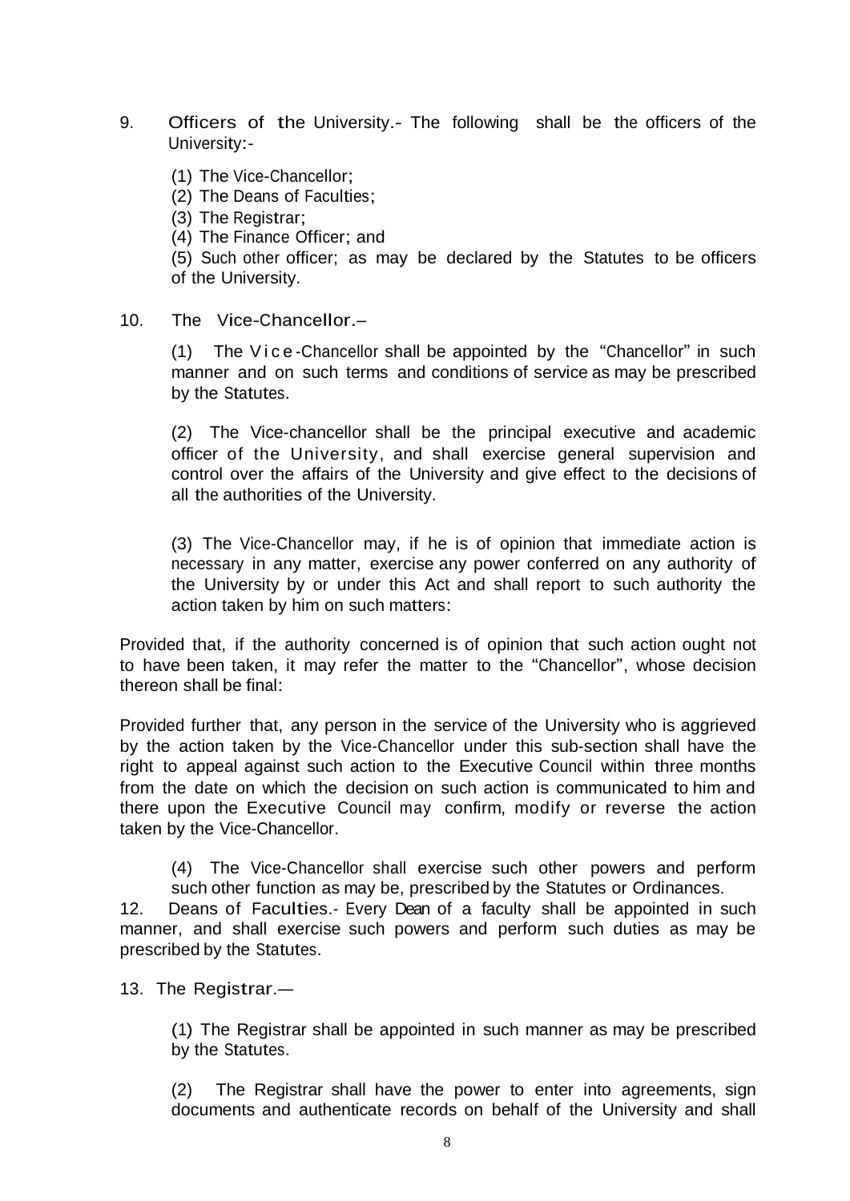9. Officers of the University.- The following shall be the officers of the University:-

   (1) The Vice-Chancellor;
   (2) The Deans of Faculties;
   (3) The Registrar;
   (4) The Finance Officer; and
   (5) Such other officer; as may be declared by the Statutes to be officers of the University.

10. The Vice-Chancellor.–

   (1) The Vice-Chancellor shall be appointed by the "Chancellor" in such manner and on such terms and conditions of service as may be prescribed by the Statutes.

   (2) The Vice-chancellor shall be the principal executive and academic officer of the University, and shall exercise general supervision and control over the affairs of the University and give effect to the decisions of all the authorities of the University.

   (3) The Vice-Chancellor may, if he is of opinion that immediate action is necessary in any matter, exercise any power conferred on any authority of the University by or under this Act and shall report to such authority the action taken by him on such matters:

Provided that, if the authority concerned is of opinion that such action ought not to have been taken, it may refer the matter to the "Chancellor", whose decision thereon shall be final:

Provided further that, any person in the service of the University who is aggrieved by the action taken by the Vice-Chancellor under this sub-section shall have the right to appeal against such action to the Executive Council within three months from the date on which the decision on such action is communicated to him and there upon the Executive Council may confirm, modify or reverse the action taken by the Vice-Chancellor.

   (4) The Vice-Chancellor shall exercise such other powers and perform such other function as may be, prescribed by the Statutes or Ordinances.

12. Deans of Faculties.- Every Dean of a faculty shall be appointed in such manner, and shall exercise such powers and perform such duties as may be prescribed by the Statutes.

13. The Registrar.—

   (1) The Registrar shall be appointed in such manner as may be prescribed by the Statutes.

   (2) The Registrar shall have the power to enter into agreements, sign documents and authenticate records on behalf of the University and shall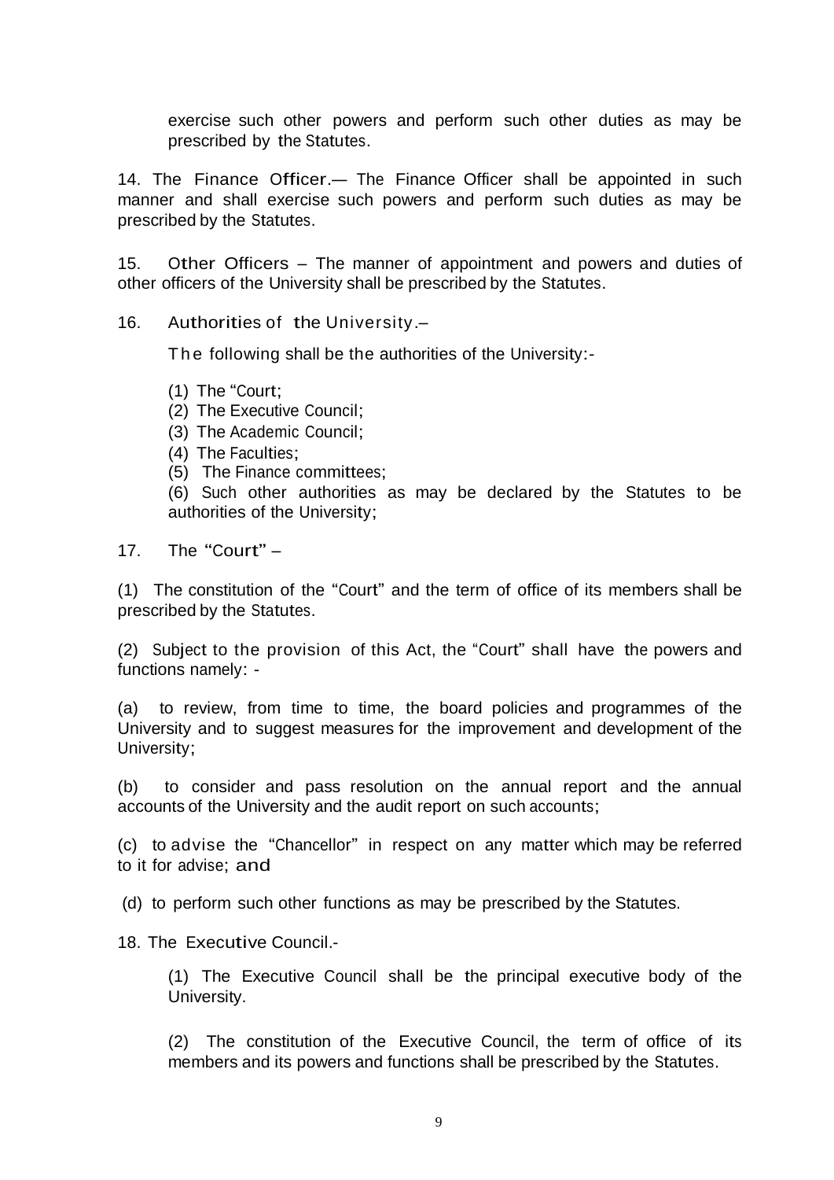exercise such other powers and perform such other duties as may be prescribed by the Statutes.

14. The Finance Officer.— The Finance Officer shall be appointed in such manner and shall exercise such powers and perform such duties as may be prescribed by the Statutes.

15. Other Officers – The manner of appointment and powers and duties of other officers of the University shall be prescribed by the Statutes.

16. Authorities of the University.–

The following shall be the authorities of the University:-

(1) The "Court;
(2) The Executive Council;
(3) The Academic Council;
(4) The Faculties;
(5) The Finance committees;
(6) Such other authorities as may be declared by the Statutes to be authorities of the University;

17. The "Court" –

(1) The constitution of the "Court" and the term of office of its members shall be prescribed by the Statutes.

(2) Subject to the provision of this Act, the "Court" shall have the powers and functions namely: -

(a) to review, from time to time, the board policies and programmes of the University and to suggest measures for the improvement and development of the University;

(b) to consider and pass resolution on the annual report and the annual accounts of the University and the audit report on such accounts;

(c) to advise the "Chancellor" in respect on any matter which may be referred to it for advise; and

(d) to perform such other functions as may be prescribed by the Statutes.

18. The Executive Council.-

(1) The Executive Council shall be the principal executive body of the University.

(2) The constitution of the Executive Council, the term of office of its members and its powers and functions shall be prescribed by the Statutes.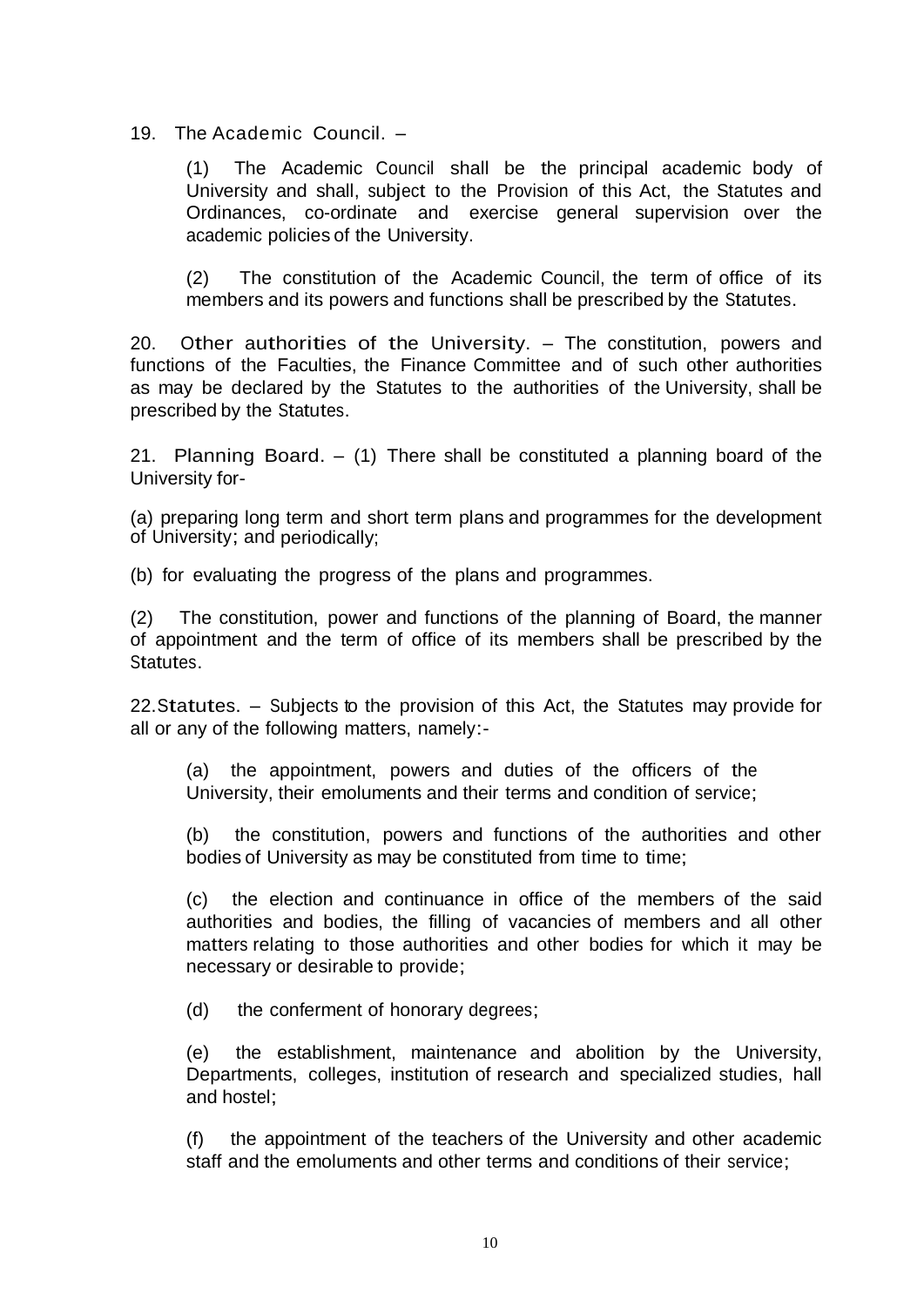19. The Academic Council. –

(1) The Academic Council shall be the principal academic body of University and shall, subject to the Provision of this Act, the Statutes and Ordinances, co-ordinate and exercise general supervision over the academic policies of the University.

(2) The constitution of the Academic Council, the term of office of its members and its powers and functions shall be prescribed by the Statutes.

20. Other authorities of the University. – The constitution, powers and functions of the Faculties, the Finance Committee and of such other authorities as may be declared by the Statutes to the authorities of the University, shall be prescribed by the Statutes.

21. Planning Board. – (1) There shall be constituted a planning board of the University for-

(a) preparing long term and short term plans and programmes for the development of University; and periodically;

(b) for evaluating the progress of the plans and programmes.

(2) The constitution, power and functions of the planning of Board, the manner of appointment and the term of office of its members shall be prescribed by the Statutes.

22. Statutes. – Subjects to the provision of this Act, the Statutes may provide for all or any of the following matters, namely:-

(a) the appointment, powers and duties of the officers of the University, their emoluments and their terms and condition of service;

(b) the constitution, powers and functions of the authorities and other bodies of University as may be constituted from time to time;

(c) the election and continuance in office of the members of the said authorities and bodies, the filling of vacancies of members and all other matters relating to those authorities and other bodies for which it may be necessary or desirable to provide;

(d) the conferment of honorary degrees;

(e) the establishment, maintenance and abolition by the University, Departments, colleges, institution of research and specialized studies, hall and hostel;

(f) the appointment of the teachers of the University and other academic staff and the emoluments and other terms and conditions of their service;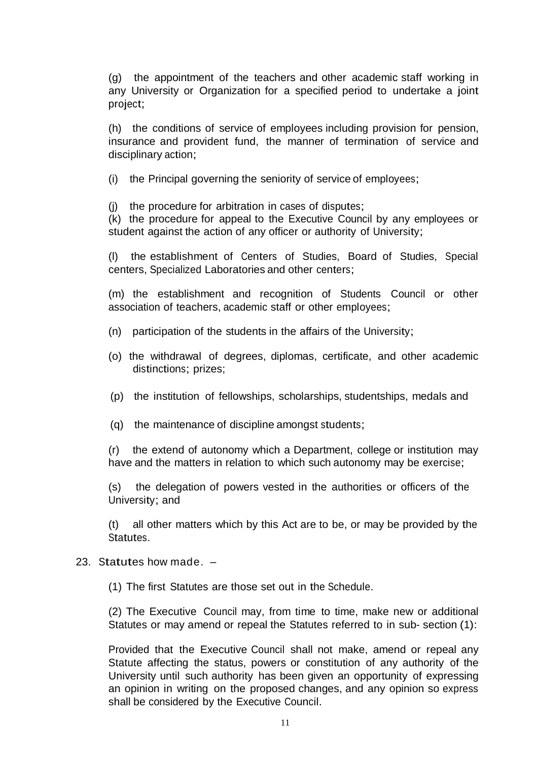(g) the appointment of the teachers and other academic staff working in any University or Organization for a specified period to undertake a joint project;

(h) the conditions of service of employees including provision for pension, insurance and provident fund, the manner of termination of service and disciplinary action;

(i) the Principal governing the seniority of service of employees;

(j) the procedure for arbitration in cases of disputes;

(k) the procedure for appeal to the Executive Council by any employees or student against the action of any officer or authority of University;

(l) the establishment of Centers of Studies, Board of Studies, Special centers, Specialized Laboratories and other centers;

(m) the establishment and recognition of Students Council or other association of teachers, academic staff or other employees;

(n) participation of the students in the affairs of the University;

(o) the withdrawal of degrees, diplomas, certificate, and other academic distinctions; prizes;

(p) the institution of fellowships, scholarships, studentships, medals and

(q) the maintenance of discipline amongst students;

(r) the extend of autonomy which a Department, college or institution may have and the matters in relation to which such autonomy may be exercise;

(s) the delegation of powers vested in the authorities or officers of the University; and

(t) all other matters which by this Act are to be, or may be provided by the Statutes.

23. Statutes how made. –

(1) The first Statutes are those set out in the Schedule.

(2) The Executive Council may, from time to time, make new or additional Statutes or may amend or repeal the Statutes referred to in sub- section (1):

Provided that the Executive Council shall not make, amend or repeal any Statute affecting the status, powers or constitution of any authority of the University until such authority has been given an opportunity of expressing an opinion in writing on the proposed changes, and any opinion so express shall be considered by the Executive Council.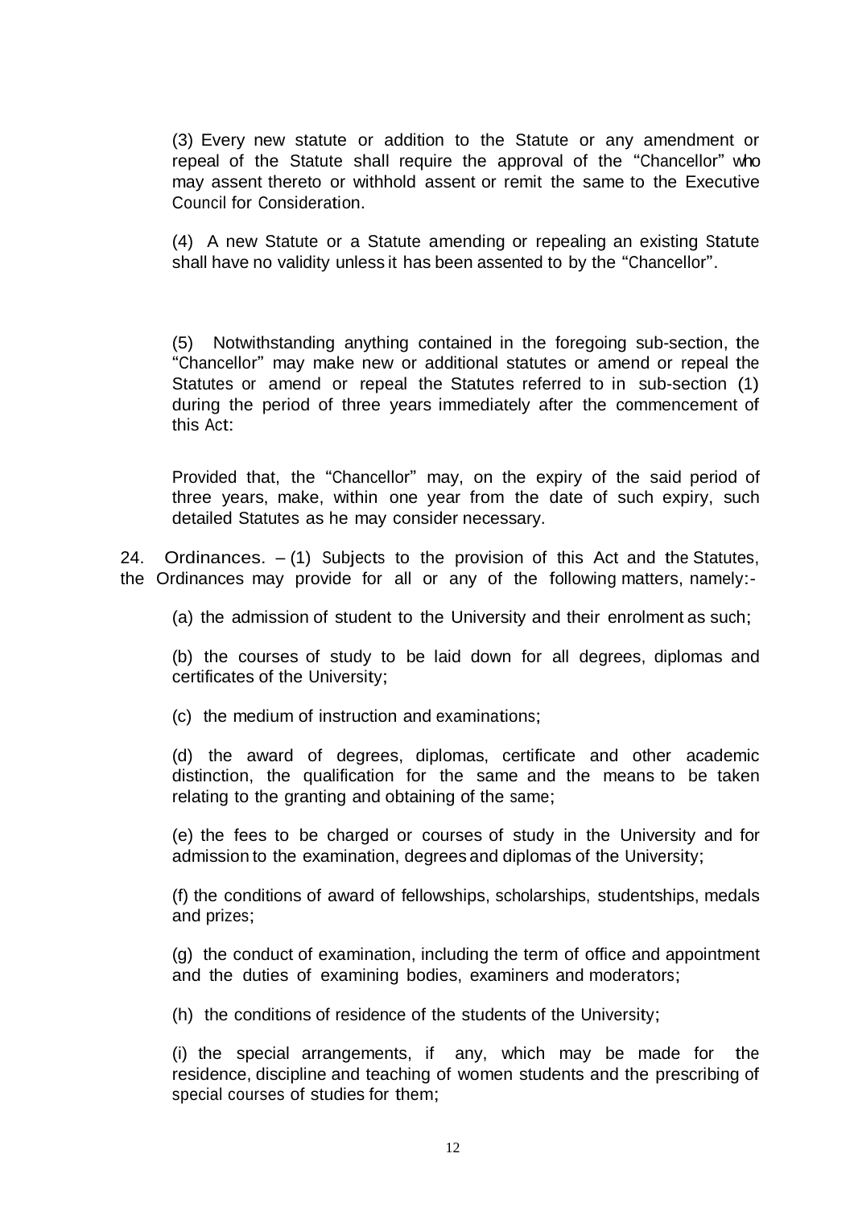(3) Every new statute or addition to the Statute or any amendment or repeal of the Statute shall require the approval of the "Chancellor" who may assent thereto or withhold assent or remit the same to the Executive Council for Consideration.

(4) A new Statute or a Statute amending or repealing an existing Statute shall have no validity unless it has been assented to by the "Chancellor".

(5) Notwithstanding anything contained in the foregoing sub-section, the "Chancellor" may make new or additional statutes or amend or repeal the Statutes or amend or repeal the Statutes referred to in sub-section (1) during the period of three years immediately after the commencement of this Act:

Provided that, the "Chancellor" may, on the expiry of the said period of three years, make, within one year from the date of such expiry, such detailed Statutes as he may consider necessary.

24. Ordinances. – (1) Subjects to the provision of this Act and the Statutes, the Ordinances may provide for all or any of the following matters, namely:-

(a) the admission of student to the University and their enrolment as such;

(b) the courses of study to be laid down for all degrees, diplomas and certificates of the University;

(c) the medium of instruction and examinations;

(d) the award of degrees, diplomas, certificate and other academic distinction, the qualification for the same and the means to be taken relating to the granting and obtaining of the same;

(e) the fees to be charged or courses of study in the University and for admission to the examination, degrees and diplomas of the University;

(f) the conditions of award of fellowships, scholarships, studentships, medals and prizes;

(g) the conduct of examination, including the term of office and appointment and the duties of examining bodies, examiners and moderators;

(h) the conditions of residence of the students of the University;

(i) the special arrangements, if any, which may be made for the residence, discipline and teaching of women students and the prescribing of special courses of studies for them;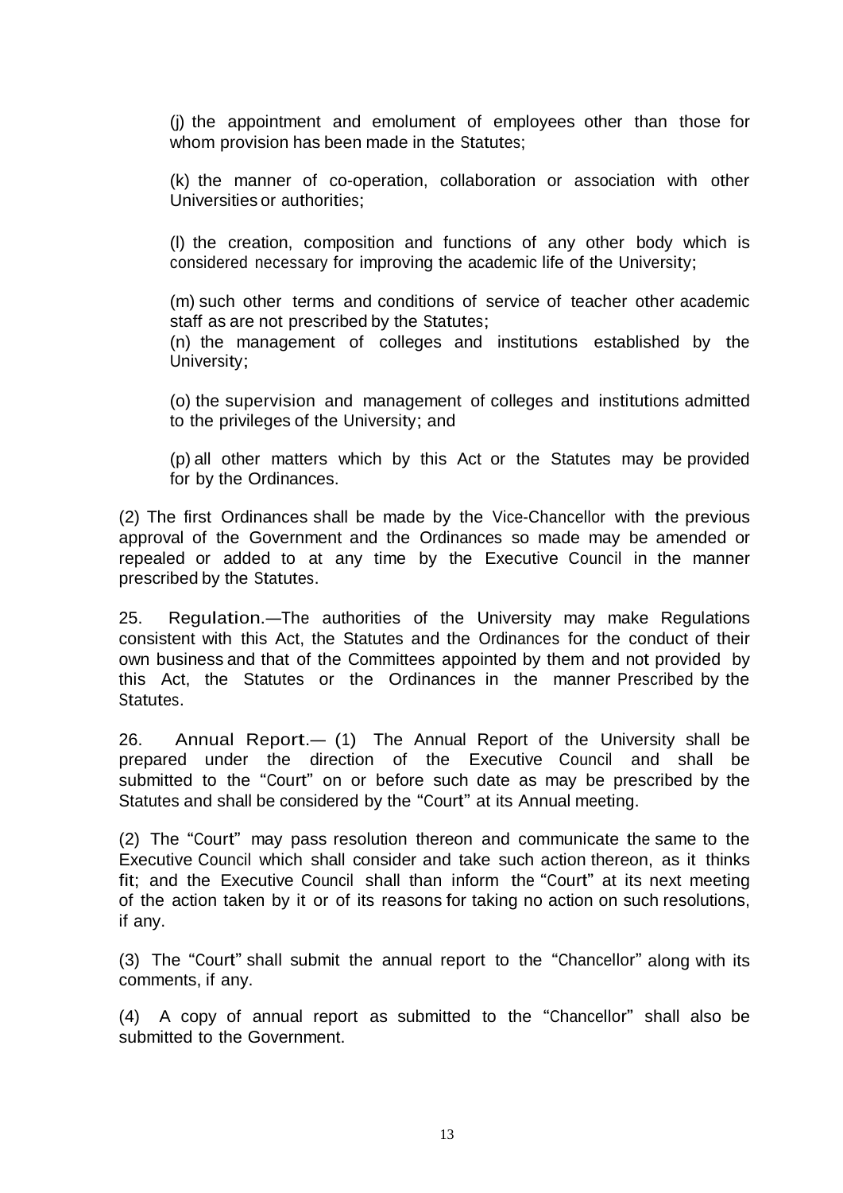(j) the appointment and emolument of employees other than those for whom provision has been made in the Statutes;

(k) the manner of co-operation, collaboration or association with other Universities or authorities;

(l) the creation, composition and functions of any other body which is considered necessary for improving the academic life of the University;

(m) such other terms and conditions of service of teacher other academic staff as are not prescribed by the Statutes;

(n) the management of colleges and institutions established by the University;

(o) the supervision and management of colleges and institutions admitted to the privileges of the University; and

(p) all other matters which by this Act or the Statutes may be provided for by the Ordinances.

(2) The first Ordinances shall be made by the Vice-Chancellor with the previous approval of the Government and the Ordinances so made may be amended or repealed or added to at any time by the Executive Council in the manner prescribed by the Statutes.

25. **Regulation.**—The authorities of the University may make Regulations consistent with this Act, the Statutes and the Ordinances for the conduct of their own business and that of the Committees appointed by them and not provided by this Act, the Statutes or the Ordinances in the manner Prescribed by the Statutes.

26. **Annual Report.**— (1) The Annual Report of the University shall be prepared under the direction of the Executive Council and shall be submitted to the "Court" on or before such date as may be prescribed by the Statutes and shall be considered by the "Court" at its Annual meeting.

(2) The "Court" may pass resolution thereon and communicate the same to the Executive Council which shall consider and take such action thereon, as it thinks fit; and the Executive Council shall than inform the "Court" at its next meeting of the action taken by it or of its reasons for taking no action on such resolutions, if any.

(3) The "Court" shall submit the annual report to the "Chancellor" along with its comments, if any.

(4) A copy of annual report as submitted to the "Chancellor" shall also be submitted to the Government.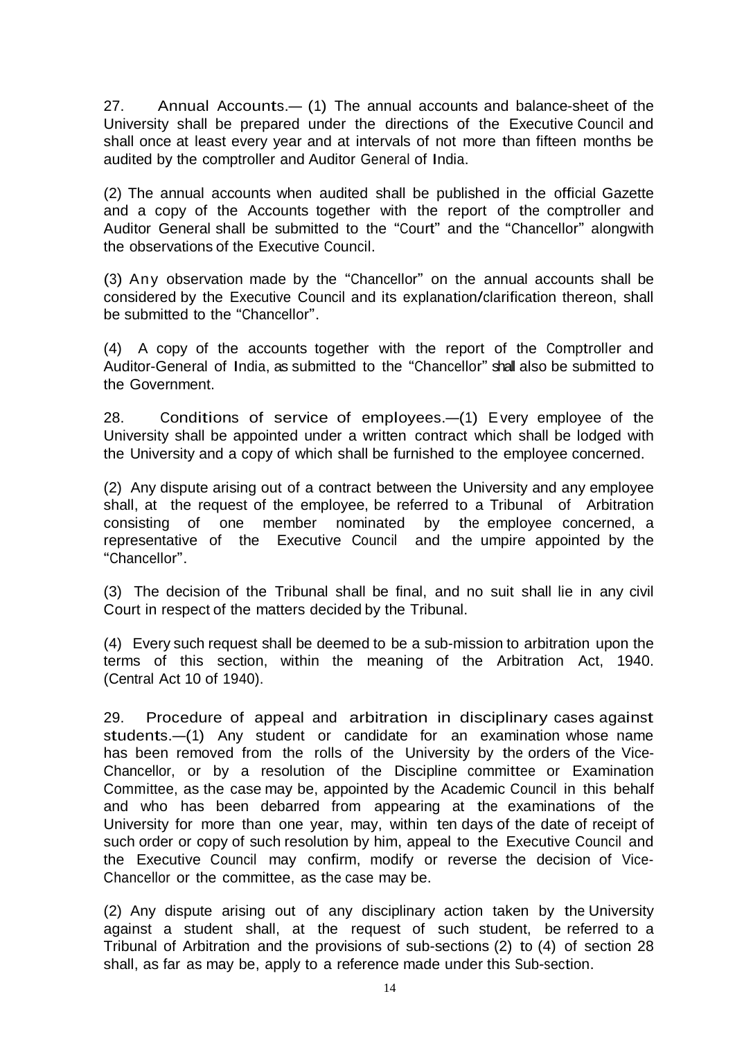27. Annual Accounts.— (1) The annual accounts and balance-sheet of the University shall be prepared under the directions of the Executive Council and shall once at least every year and at intervals of not more than fifteen months be audited by the comptroller and Auditor General of India.

(2) The annual accounts when audited shall be published in the official Gazette and a copy of the Accounts together with the report of the comptroller and Auditor General shall be submitted to the "Court" and the "Chancellor" alongwith the observations of the Executive Council.

(3) Any observation made by the "Chancellor" on the annual accounts shall be considered by the Executive Council and its explanation/clarification thereon, shall be submitted to the "Chancellor".

(4) A copy of the accounts together with the report of the Comptroller and Auditor-General of India, as submitted to the "Chancellor" shall also be submitted to the Government.

28. Conditions of service of employees.—(1) Every employee of the University shall be appointed under a written contract which shall be lodged with the University and a copy of which shall be furnished to the employee concerned.

(2) Any dispute arising out of a contract between the University and any employee shall, at the request of the employee, be referred to a Tribunal of Arbitration consisting of one member nominated by the employee concerned, a representative of the Executive Council and the umpire appointed by the "Chancellor".

(3) The decision of the Tribunal shall be final, and no suit shall lie in any civil Court in respect of the matters decided by the Tribunal.

(4) Every such request shall be deemed to be a sub-mission to arbitration upon the terms of this section, within the meaning of the Arbitration Act, 1940. (Central Act 10 of 1940).

29. Procedure of appeal and arbitration in disciplinary cases against students.—(1) Any student or candidate for an examination whose name has been removed from the rolls of the University by the orders of the Vice-Chancellor, or by a resolution of the Discipline committee or Examination Committee, as the case may be, appointed by the Academic Council in this behalf and who has been debarred from appearing at the examinations of the University for more than one year, may, within ten days of the date of receipt of such order or copy of such resolution by him, appeal to the Executive Council and the Executive Council may confirm, modify or reverse the decision of Vice-Chancellor or the committee, as the case may be.

(2) Any dispute arising out of any disciplinary action taken by the University against a student shall, at the request of such student, be referred to a Tribunal of Arbitration and the provisions of sub-sections (2) to (4) of section 28 shall, as far as may be, apply to a reference made under this Sub-section.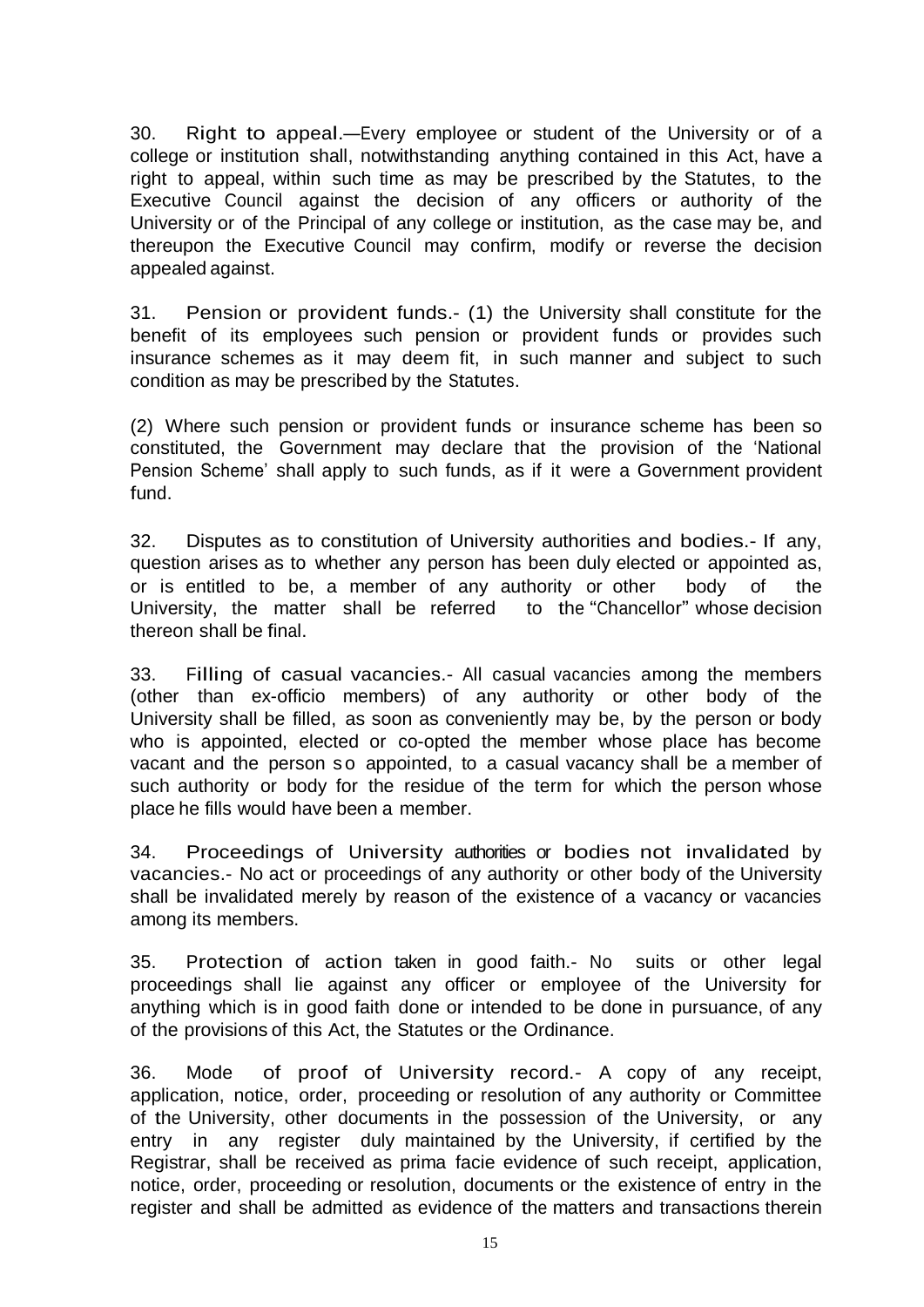30. **Right to appeal.**—Every employee or student of the University or of a college or institution shall, notwithstanding anything contained in this Act, have a right to appeal, within such time as may be prescribed by the Statutes, to the Executive Council against the decision of any officers or authority of the University or of the Principal of any college or institution, as the case may be, and thereupon the Executive Council may confirm, modify or reverse the decision appealed against.

31. **Pension or provident funds.**- (1) the University shall constitute for the benefit of its employees such pension or provident funds or provides such insurance schemes as it may deem fit, in such manner and subject to such condition as may be prescribed by the Statutes.

(2) Where such pension or provident funds or insurance scheme has been so constituted, the Government may declare that the provision of the 'National Pension Scheme' shall apply to such funds, as if it were a Government provident fund.

32. **Disputes as to constitution of University authorities and bodies.**- If any, question arises as to whether any person has been duly elected or appointed as, or is entitled to be, a member of any authority or other body of the University, the matter shall be referred to the "Chancellor" whose decision thereon shall be final.

33. **Filling of casual vacancies.**- All casual vacancies among the members (other than ex-officio members) of any authority or other body of the University shall be filled, as soon as conveniently may be, by the person or body who is appointed, elected or co-opted the member whose place has become vacant and the person so appointed, to a casual vacancy shall be a member of such authority or body for the residue of the term for which the person whose place he fills would have been a member.

34. **Proceedings of University authorities or bodies not invalidated by vacancies.**- No act or proceedings of any authority or other body of the University shall be invalidated merely by reason of the existence of a vacancy or vacancies among its members.

35. **Protection of action taken in good faith.**- No suits or other legal proceedings shall lie against any officer or employee of the University for anything which is in good faith done or intended to be done in pursuance, of any of the provisions of this Act, the Statutes or the Ordinance.

36. **Mode of proof of University record.**- A copy of any receipt, application, notice, order, proceeding or resolution of any authority or Committee of the University, other documents in the possession of the University, or any entry in any register duly maintained by the University, if certified by the Registrar, shall be received as prima facie evidence of such receipt, application, notice, order, proceeding or resolution, documents or the existence of entry in the register and shall be admitted as evidence of the matters and transactions therein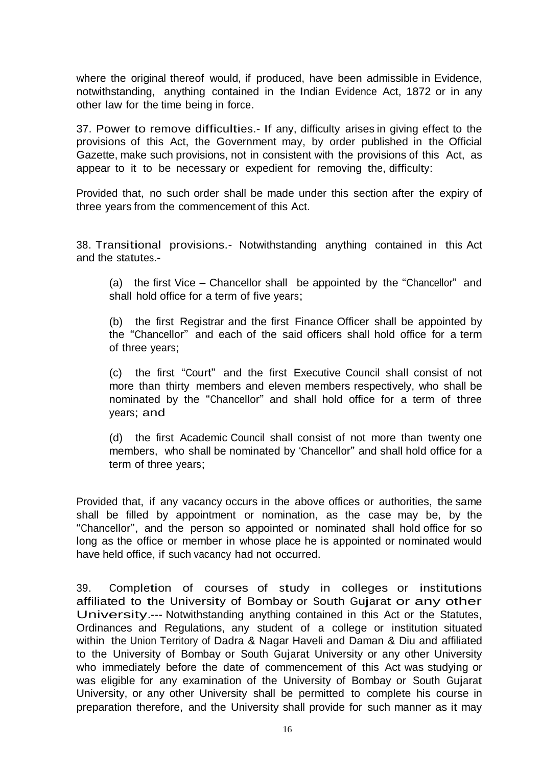where the original thereof would, if produced, have been admissible in Evidence, notwithstanding, anything contained in the Indian Evidence Act, 1872 or in any other law for the time being in force.

37. Power to remove difficulties.- If any, difficulty arises in giving effect to the provisions of this Act, the Government may, by order published in the Official Gazette, make such provisions, not in consistent with the provisions of this Act, as appear to it to be necessary or expedient for removing the, difficulty:

Provided that, no such order shall be made under this section after the expiry of three years from the commencement of this Act.

38. Transitional provisions.- Notwithstanding anything contained in this Act and the statutes.-

(a) the first Vice – Chancellor shall be appointed by the "Chancellor" and shall hold office for a term of five years;

(b) the first Registrar and the first Finance Officer shall be appointed by the "Chancellor" and each of the said officers shall hold office for a term of three years;

(c) the first "Court" and the first Executive Council shall consist of not more than thirty members and eleven members respectively, who shall be nominated by the "Chancellor" and shall hold office for a term of three years; and

(d) the first Academic Council shall consist of not more than twenty one members, who shall be nominated by 'Chancellor" and shall hold office for a term of three years;

Provided that, if any vacancy occurs in the above offices or authorities, the same shall be filled by appointment or nomination, as the case may be, by the "Chancellor", and the person so appointed or nominated shall hold office for so long as the office or member in whose place he is appointed or nominated would have held office, if such vacancy had not occurred.

39. Completion of courses of study in colleges or institutions affiliated to the University of Bombay or South Gujarat or any other University.--- Notwithstanding anything contained in this Act or the Statutes, Ordinances and Regulations, any student of a college or institution situated within the Union Territory of Dadra & Nagar Haveli and Daman & Diu and affiliated to the University of Bombay or South Gujarat University or any other University who immediately before the date of commencement of this Act was studying or was eligible for any examination of the University of Bombay or South Gujarat University, or any other University shall be permitted to complete his course in preparation therefore, and the University shall provide for such manner as it may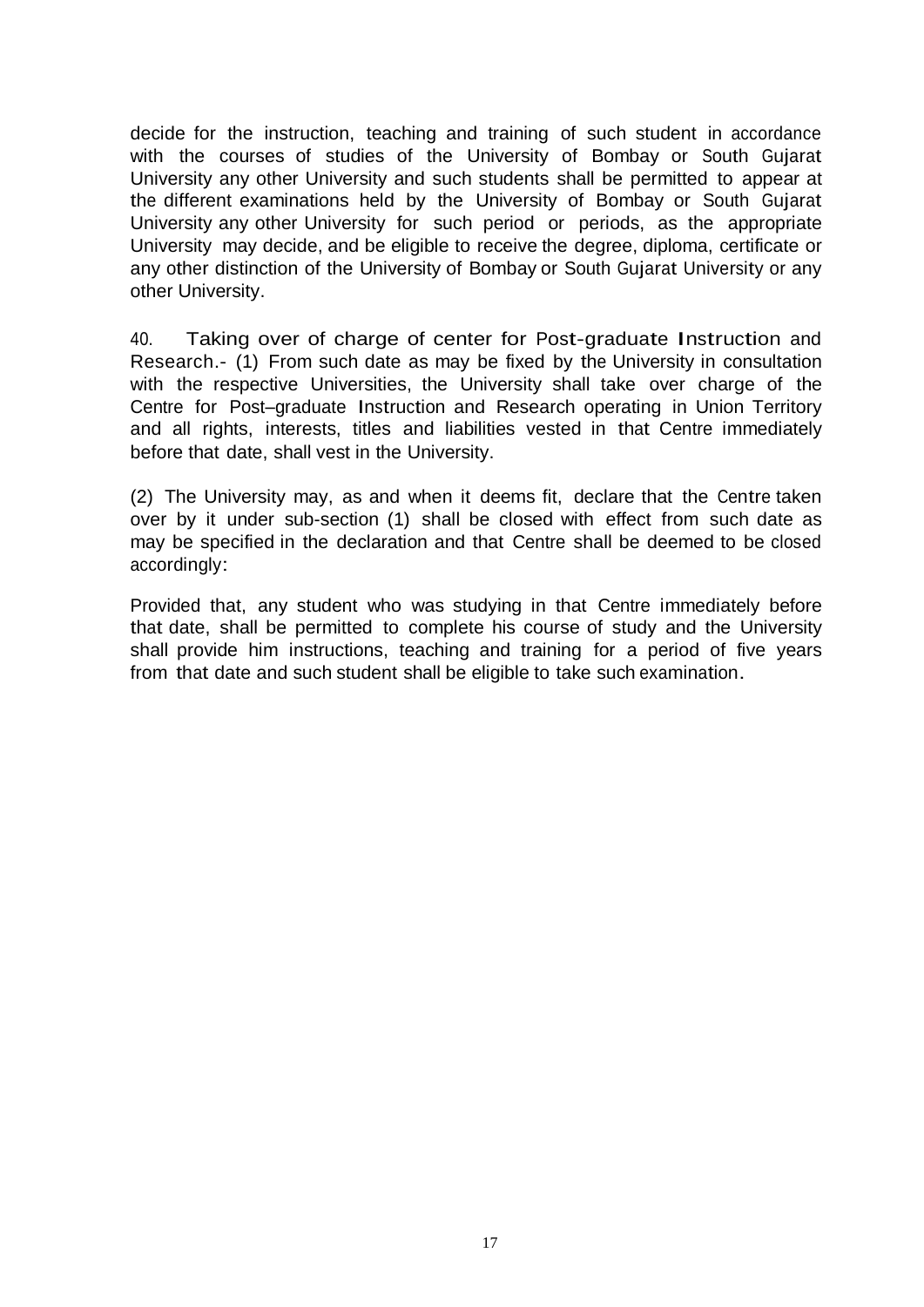decide for the instruction, teaching and training of such student in accordance with the courses of studies of the University of Bombay or South Gujarat University any other University and such students shall be permitted to appear at the different examinations held by the University of Bombay or South Gujarat University any other University for such period or periods, as the appropriate University may decide, and be eligible to receive the degree, diploma, certificate or any other distinction of the University of Bombay or South Gujarat University or any other University.

40. Taking over of charge of center for Post-graduate Instruction and Research.- (1) From such date as may be fixed by the University in consultation with the respective Universities, the University shall take over charge of the Centre for Post–graduate Instruction and Research operating in Union Territory and all rights, interests, titles and liabilities vested in that Centre immediately before that date, shall vest in the University.

(2) The University may, as and when it deems fit, declare that the Centre taken over by it under sub-section (1) shall be closed with effect from such date as may be specified in the declaration and that Centre shall be deemed to be closed accordingly:

Provided that, any student who was studying in that Centre immediately before that date, shall be permitted to complete his course of study and the University shall provide him instructions, teaching and training for a period of five years from that date and such student shall be eligible to take such examination.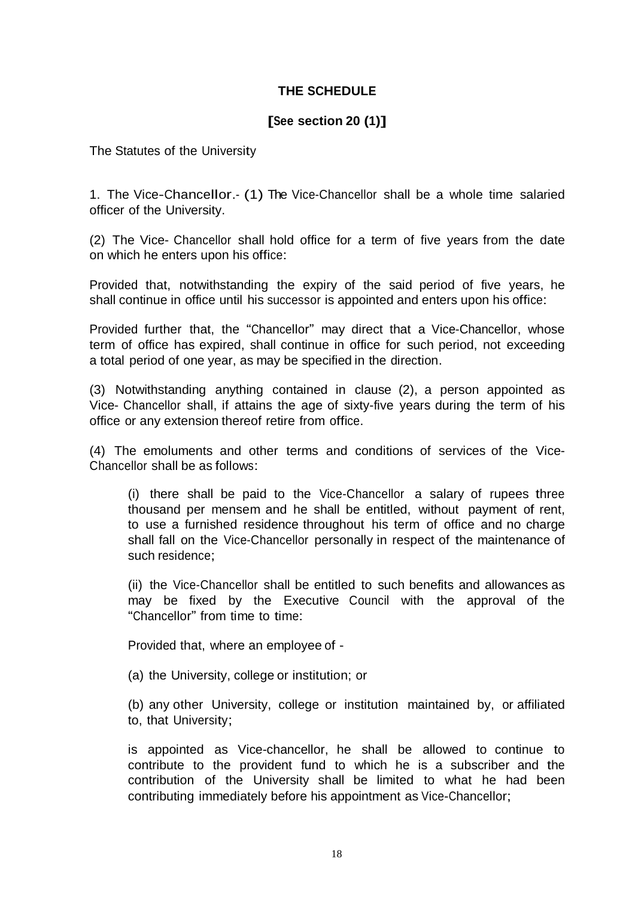**THE SCHEDULE**

**[See section 20 (1)]**

The Statutes of the University

1. The Vice-Chancellor.- (1) The Vice-Chancellor shall be a whole time salaried officer of the University.

(2) The Vice- Chancellor shall hold office for a term of five years from the date on which he enters upon his office:

Provided that, notwithstanding the expiry of the said period of five years, he shall continue in office until his successor is appointed and enters upon his office:

Provided further that, the "Chancellor" may direct that a Vice-Chancellor, whose term of office has expired, shall continue in office for such period, not exceeding a total period of one year, as may be specified in the direction.

(3) Notwithstanding anything contained in clause (2), a person appointed as Vice- Chancellor shall, if attains the age of sixty-five years during the term of his office or any extension thereof retire from office.

(4) The emoluments and other terms and conditions of services of the Vice-Chancellor shall be as follows:

> (i) there shall be paid to the Vice-Chancellor a salary of rupees three thousand per mensem and he shall be entitled, without payment of rent, to use a furnished residence throughout his term of office and no charge shall fall on the Vice-Chancellor personally in respect of the maintenance of such residence;
>
> (ii) the Vice-Chancellor shall be entitled to such benefits and allowances as may be fixed by the Executive Council with the approval of the "Chancellor" from time to time:
>
> Provided that, where an employee of -
>
> (a) the University, college or institution; or
>
> (b) any other University, college or institution maintained by, or affiliated to, that University;
>
> is appointed as Vice-chancellor, he shall be allowed to continue to contribute to the provident fund to which he is a subscriber and the contribution of the University shall be limited to what he had been contributing immediately before his appointment as Vice-Chancellor;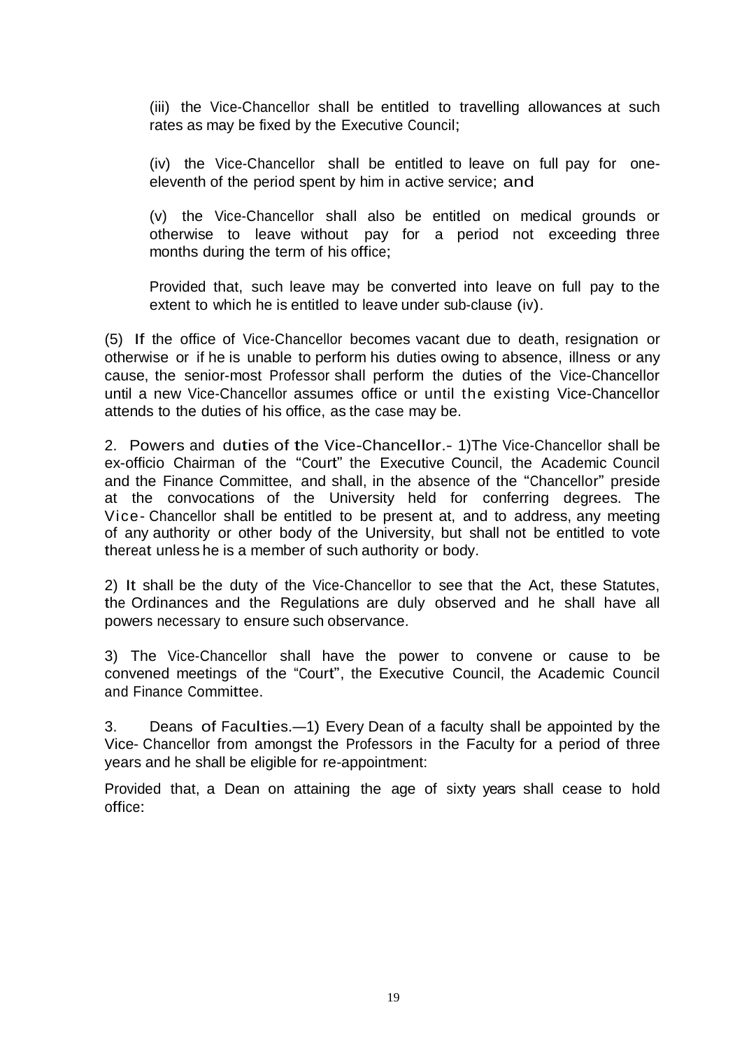(iii) the Vice-Chancellor shall be entitled to travelling allowances at such rates as may be fixed by the Executive Council;

(iv) the Vice-Chancellor shall be entitled to leave on full pay for one-eleventh of the period spent by him in active service; and

(v) the Vice-Chancellor shall also be entitled on medical grounds or otherwise to leave without pay for a period not exceeding three months during the term of his office;

Provided that, such leave may be converted into leave on full pay to the extent to which he is entitled to leave under sub-clause (iv).

(5) If the office of Vice-Chancellor becomes vacant due to death, resignation or otherwise or if he is unable to perform his duties owing to absence, illness or any cause, the senior-most Professor shall perform the duties of the Vice-Chancellor until a new Vice-Chancellor assumes office or until the existing Vice-Chancellor attends to the duties of his office, as the case may be.

2. Powers and duties of the Vice-Chancellor.- 1)The Vice-Chancellor shall be ex-officio Chairman of the "Court" the Executive Council, the Academic Council and the Finance Committee, and shall, in the absence of the "Chancellor" preside at the convocations of the University held for conferring degrees. The Vice- Chancellor shall be entitled to be present at, and to address, any meeting of any authority or other body of the University, but shall not be entitled to vote thereat unless he is a member of such authority or body.

2) It shall be the duty of the Vice-Chancellor to see that the Act, these Statutes, the Ordinances and the Regulations are duly observed and he shall have all powers necessary to ensure such observance.

3) The Vice-Chancellor shall have the power to convene or cause to be convened meetings of the "Court", the Executive Council, the Academic Council and Finance Committee.

3. Deans of Faculties.—1) Every Dean of a faculty shall be appointed by the Vice- Chancellor from amongst the Professors in the Faculty for a period of three years and he shall be eligible for re-appointment:

Provided that, a Dean on attaining the age of sixty years shall cease to hold office: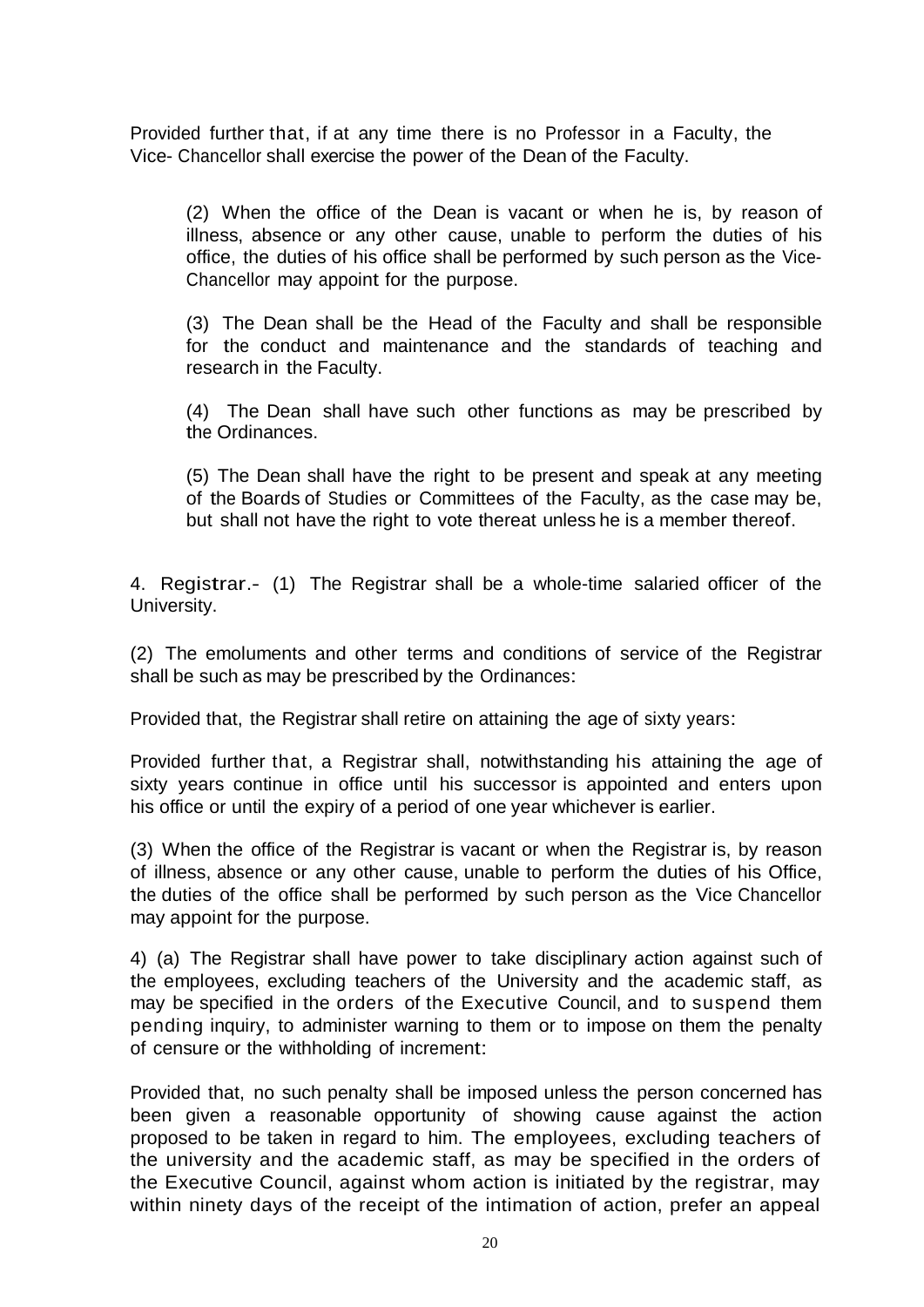Provided further that, if at any time there is no Professor in a Faculty, the Vice- Chancellor shall exercise the power of the Dean of the Faculty.

(2) When the office of the Dean is vacant or when he is, by reason of illness, absence or any other cause, unable to perform the duties of his office, the duties of his office shall be performed by such person as the Vice-Chancellor may appoint for the purpose.

(3) The Dean shall be the Head of the Faculty and shall be responsible for the conduct and maintenance and the standards of teaching and research in the Faculty.

(4) The Dean shall have such other functions as may be prescribed by the Ordinances.

(5) The Dean shall have the right to be present and speak at any meeting of the Boards of Studies or Committees of the Faculty, as the case may be, but shall not have the right to vote thereat unless he is a member thereof.

4. Registrar.- (1) The Registrar shall be a whole-time salaried officer of the University.

(2) The emoluments and other terms and conditions of service of the Registrar shall be such as may be prescribed by the Ordinances:

Provided that, the Registrar shall retire on attaining the age of sixty years:

Provided further that, a Registrar shall, notwithstanding his attaining the age of sixty years continue in office until his successor is appointed and enters upon his office or until the expiry of a period of one year whichever is earlier.

(3) When the office of the Registrar is vacant or when the Registrar is, by reason of illness, absence or any other cause, unable to perform the duties of his Office, the duties of the office shall be performed by such person as the Vice Chancellor may appoint for the purpose.

4) (a) The Registrar shall have power to take disciplinary action against such of the employees, excluding teachers of the University and the academic staff, as may be specified in the orders of the Executive Council, and to suspend them pending inquiry, to administer warning to them or to impose on them the penalty of censure or the withholding of increment:

Provided that, no such penalty shall be imposed unless the person concerned has been given a reasonable opportunity of showing cause against the action proposed to be taken in regard to him. The employees, excluding teachers of the university and the academic staff, as may be specified in the orders of the Executive Council, against whom action is initiated by the registrar, may within ninety days of the receipt of the intimation of action, prefer an appeal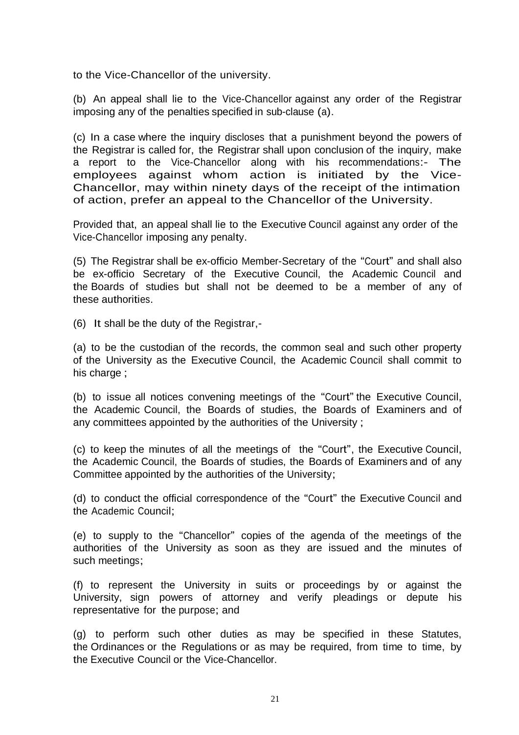to the Vice-Chancellor of the university.

(b) An appeal shall lie to the Vice-Chancellor against any order of the Registrar imposing any of the penalties specified in sub-clause (a).

(c) In a case where the inquiry discloses that a punishment beyond the powers of the Registrar is called for, the Registrar shall upon conclusion of the inquiry, make a report to the Vice-Chancellor along with his recommendations:- The employees against whom action is initiated by the Vice-Chancellor, may within ninety days of the receipt of the intimation of action, prefer an appeal to the Chancellor of the University.

Provided that, an appeal shall lie to the Executive Council against any order of the Vice-Chancellor imposing any penalty.

(5) The Registrar shall be ex-officio Member-Secretary of the "Court" and shall also be ex-officio Secretary of the Executive Council, the Academic Council and the Boards of studies but shall not be deemed to be a member of any of these authorities.

(6) It shall be the duty of the Registrar,-

(a) to be the custodian of the records, the common seal and such other property of the University as the Executive Council, the Academic Council shall commit to his charge ;

(b) to issue all notices convening meetings of the "Court" the Executive Council, the Academic Council, the Boards of studies, the Boards of Examiners and of any committees appointed by the authorities of the University ;

(c) to keep the minutes of all the meetings of the "Court", the Executive Council, the Academic Council, the Boards of studies, the Boards of Examiners and of any Committee appointed by the authorities of the University;

(d) to conduct the official correspondence of the "Court" the Executive Council and the Academic Council;

(e) to supply to the "Chancellor" copies of the agenda of the meetings of the authorities of the University as soon as they are issued and the minutes of such meetings;

(f) to represent the University in suits or proceedings by or against the University, sign powers of attorney and verify pleadings or depute his representative for the purpose; and

(g) to perform such other duties as may be specified in these Statutes, the Ordinances or the Regulations or as may be required, from time to time, by the Executive Council or the Vice-Chancellor.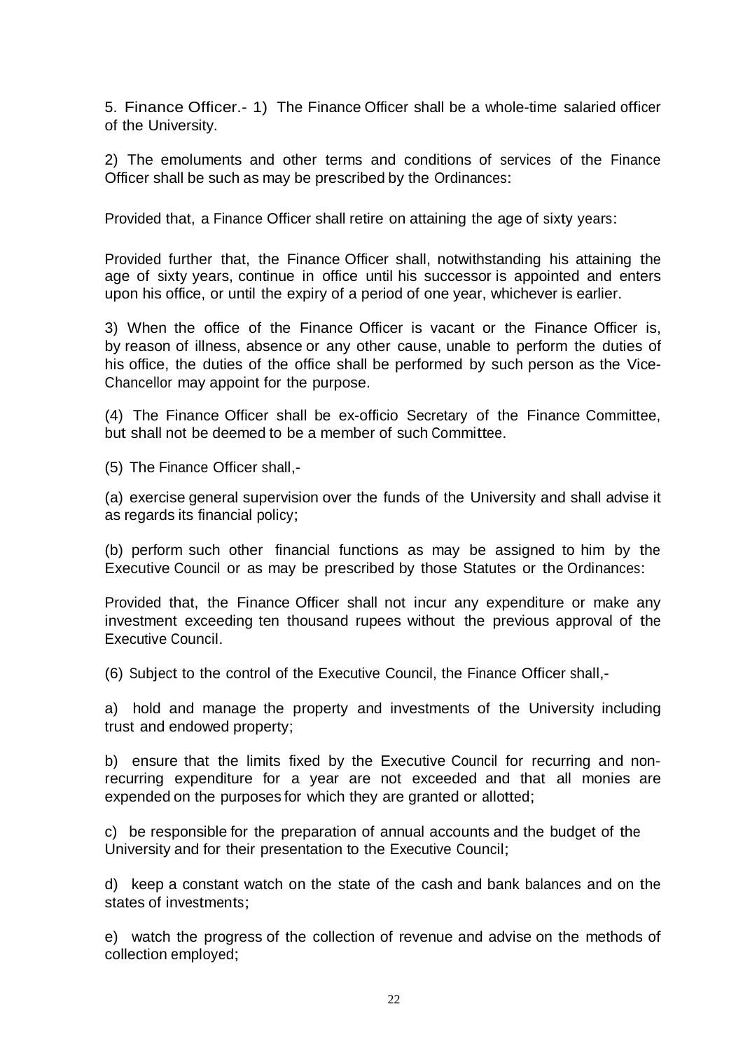5. Finance Officer.- 1) The Finance Officer shall be a whole-time salaried officer of the University.

2) The emoluments and other terms and conditions of services of the Finance Officer shall be such as may be prescribed by the Ordinances:

Provided that, a Finance Officer shall retire on attaining the age of sixty years:

Provided further that, the Finance Officer shall, notwithstanding his attaining the age of sixty years, continue in office until his successor is appointed and enters upon his office, or until the expiry of a period of one year, whichever is earlier.

3) When the office of the Finance Officer is vacant or the Finance Officer is, by reason of illness, absence or any other cause, unable to perform the duties of his office, the duties of the office shall be performed by such person as the Vice-Chancellor may appoint for the purpose.

(4) The Finance Officer shall be ex-officio Secretary of the Finance Committee, but shall not be deemed to be a member of such Committee.

(5) The Finance Officer shall,-

(a) exercise general supervision over the funds of the University and shall advise it as regards its financial policy;

(b) perform such other financial functions as may be assigned to him by the Executive Council or as may be prescribed by those Statutes or the Ordinances:

Provided that, the Finance Officer shall not incur any expenditure or make any investment exceeding ten thousand rupees without the previous approval of the Executive Council.

(6) Subject to the control of the Executive Council, the Finance Officer shall,-

a) hold and manage the property and investments of the University including trust and endowed property;

b) ensure that the limits fixed by the Executive Council for recurring and non-recurring expenditure for a year are not exceeded and that all monies are expended on the purposes for which they are granted or allotted;

c) be responsible for the preparation of annual accounts and the budget of the University and for their presentation to the Executive Council;

d) keep a constant watch on the state of the cash and bank balances and on the states of investments;

e) watch the progress of the collection of revenue and advise on the methods of collection employed;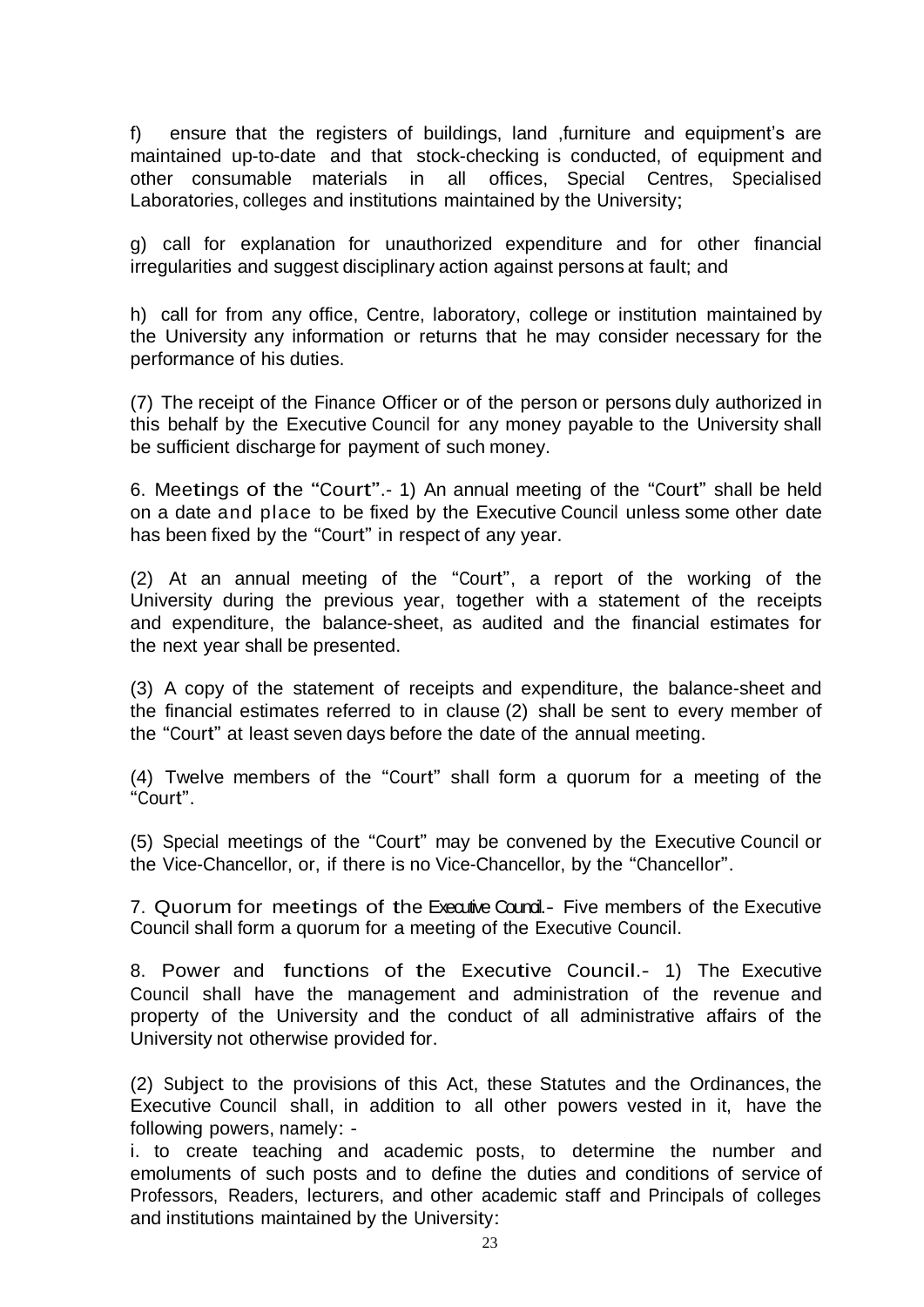f) ensure that the registers of buildings, land ,furniture and equipment's are maintained up-to-date and that stock-checking is conducted, of equipment and other consumable materials in all offices, Special Centres, Specialised Laboratories, colleges and institutions maintained by the University;

g) call for explanation for unauthorized expenditure and for other financial irregularities and suggest disciplinary action against persons at fault; and

h) call for from any office, Centre, laboratory, college or institution maintained by the University any information or returns that he may consider necessary for the performance of his duties.

(7) The receipt of the Finance Officer or of the person or persons duly authorized in this behalf by the Executive Council for any money payable to the University shall be sufficient discharge for payment of such money.

6. Meetings of the "Court".- 1) An annual meeting of the "Court" shall be held on a date and place to be fixed by the Executive Council unless some other date has been fixed by the "Court" in respect of any year.

(2) At an annual meeting of the "Court", a report of the working of the University during the previous year, together with a statement of the receipts and expenditure, the balance-sheet, as audited and the financial estimates for the next year shall be presented.

(3) A copy of the statement of receipts and expenditure, the balance-sheet and the financial estimates referred to in clause (2) shall be sent to every member of the "Court" at least seven days before the date of the annual meeting.

(4) Twelve members of the "Court" shall form a quorum for a meeting of the "Court".

(5) Special meetings of the "Court" may be convened by the Executive Council or the Vice-Chancellor, or, if there is no Vice-Chancellor, by the "Chancellor".

7. Quorum for meetings of the Executive Council.- Five members of the Executive Council shall form a quorum for a meeting of the Executive Council.

8. Power and functions of the Executive Council.- 1) The Executive Council shall have the management and administration of the revenue and property of the University and the conduct of all administrative affairs of the University not otherwise provided for.

(2) Subject to the provisions of this Act, these Statutes and the Ordinances, the Executive Council shall, in addition to all other powers vested in it, have the following powers, namely: -

i. to create teaching and academic posts, to determine the number and emoluments of such posts and to define the duties and conditions of service of Professors, Readers, lecturers, and other academic staff and Principals of colleges and institutions maintained by the University: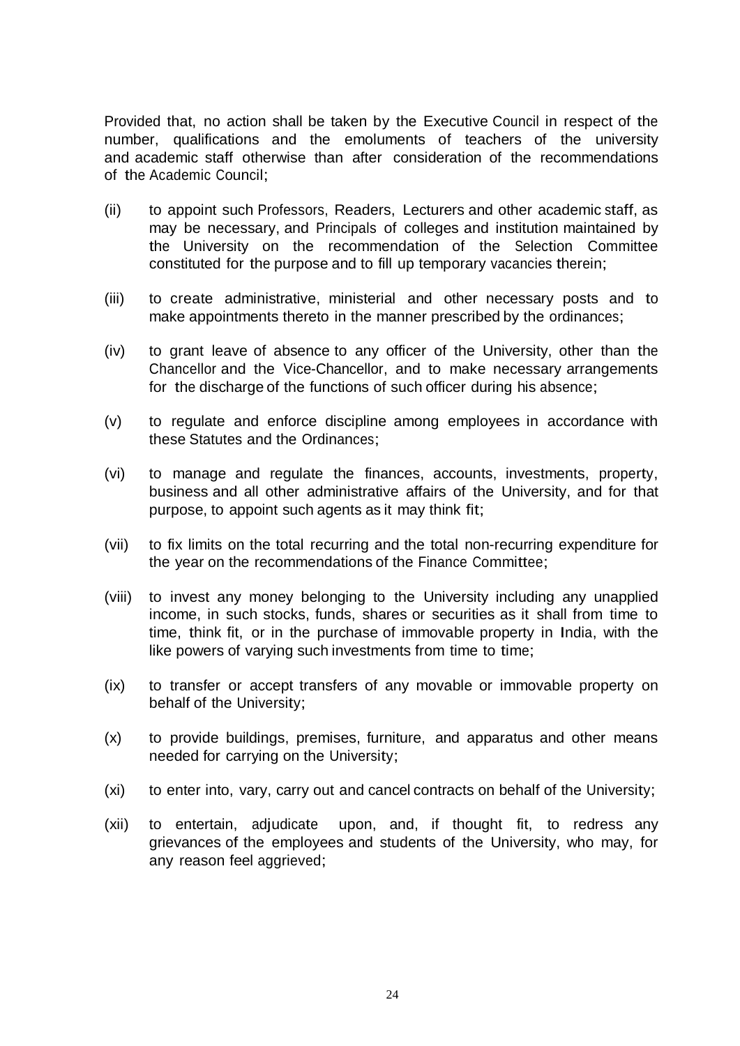Provided that, no action shall be taken by the Executive Council in respect of the number, qualifications and the emoluments of teachers of the university and academic staff otherwise than after consideration of the recommendations of the Academic Council;

(ii) to appoint such Professors, Readers, Lecturers and other academic staff, as may be necessary, and Principals of colleges and institution maintained by the University on the recommendation of the Selection Committee constituted for the purpose and to fill up temporary vacancies therein;

(iii) to create administrative, ministerial and other necessary posts and to make appointments thereto in the manner prescribed by the ordinances;

(iv) to grant leave of absence to any officer of the University, other than the Chancellor and the Vice-Chancellor, and to make necessary arrangements for the discharge of the functions of such officer during his absence;

(v) to regulate and enforce discipline among employees in accordance with these Statutes and the Ordinances;

(vi) to manage and regulate the finances, accounts, investments, property, business and all other administrative affairs of the University, and for that purpose, to appoint such agents as it may think fit;

(vii) to fix limits on the total recurring and the total non-recurring expenditure for the year on the recommendations of the Finance Committee;

(viii) to invest any money belonging to the University including any unapplied income, in such stocks, funds, shares or securities as it shall from time to time, think fit, or in the purchase of immovable property in India, with the like powers of varying such investments from time to time;

(ix) to transfer or accept transfers of any movable or immovable property on behalf of the University;

(x) to provide buildings, premises, furniture, and apparatus and other means needed for carrying on the University;

(xi) to enter into, vary, carry out and cancel contracts on behalf of the University;

(xii) to entertain, adjudicate upon, and, if thought fit, to redress any grievances of the employees and students of the University, who may, for any reason feel aggrieved;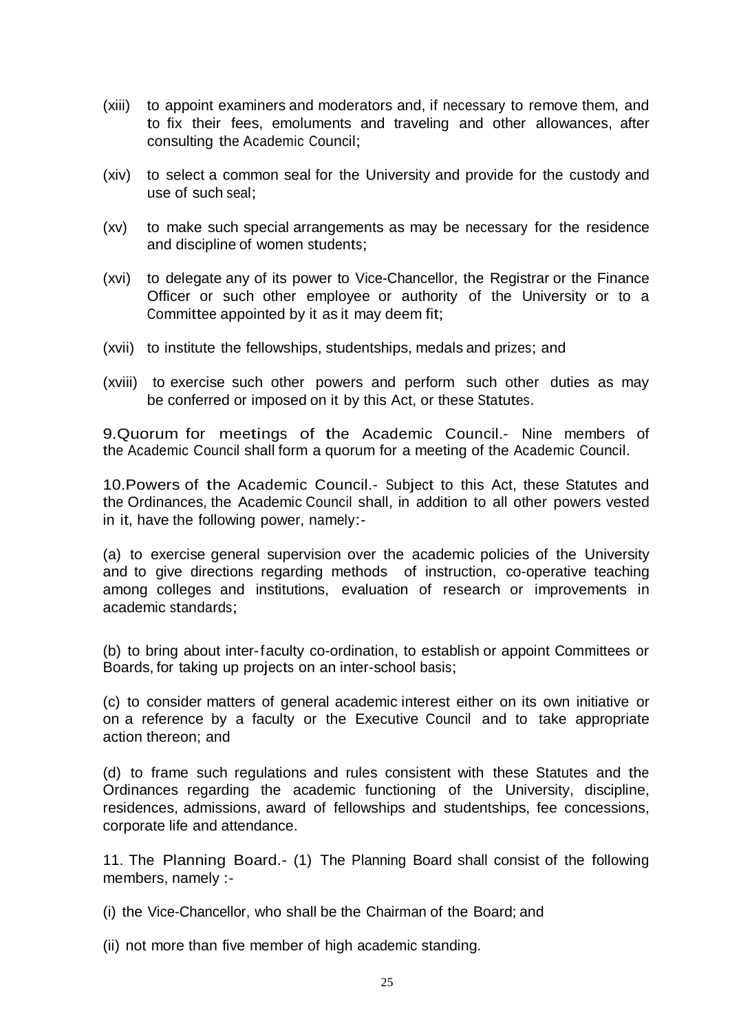(xiii) to appoint examiners and moderators and, if necessary to remove them, and to fix their fees, emoluments and traveling and other allowances, after consulting the Academic Council;

(xiv) to select a common seal for the University and provide for the custody and use of such seal;

(xv) to make such special arrangements as may be necessary for the residence and discipline of women students;

(xvi) to delegate any of its power to Vice-Chancellor, the Registrar or the Finance Officer or such other employee or authority of the University or to a Committee appointed by it as it may deem fit;

(xvii) to institute the fellowships, studentships, medals and prizes; and

(xviii) to exercise such other powers and perform such other duties as may be conferred or imposed on it by this Act, or these Statutes.

9.Quorum for meetings of the Academic Council.- Nine members of the Academic Council shall form a quorum for a meeting of the Academic Council.

10.Powers of the Academic Council.- Subject to this Act, these Statutes and the Ordinances, the Academic Council shall, in addition to all other powers vested in it, have the following power, namely:-

(a) to exercise general supervision over the academic policies of the University and to give directions regarding methods of instruction, co-operative teaching among colleges and institutions, evaluation of research or improvements in academic standards;

(b) to bring about inter-faculty co-ordination, to establish or appoint Committees or Boards, for taking up projects on an inter-school basis;

(c) to consider matters of general academic interest either on its own initiative or on a reference by a faculty or the Executive Council and to take appropriate action thereon; and

(d) to frame such regulations and rules consistent with these Statutes and the Ordinances regarding the academic functioning of the University, discipline, residences, admissions, award of fellowships and studentships, fee concessions, corporate life and attendance.

11. The Planning Board.- (1) The Planning Board shall consist of the following members, namely :-

(i) the Vice-Chancellor, who shall be the Chairman of the Board; and

(ii) not more than five member of high academic standing.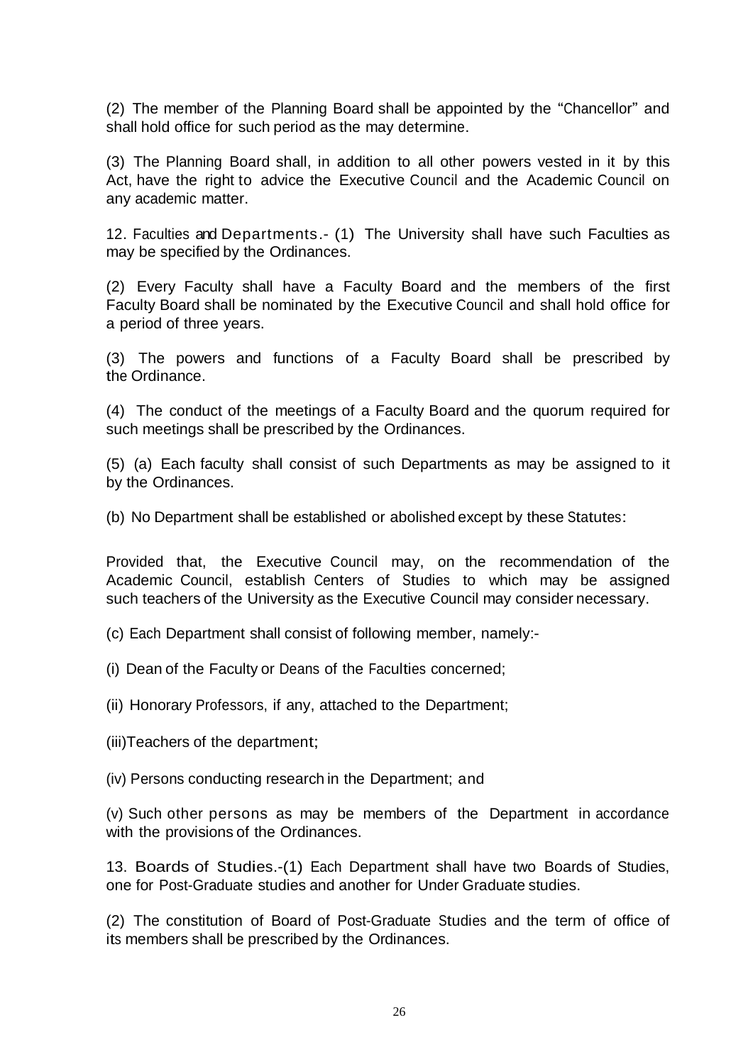(2) The member of the Planning Board shall be appointed by the "Chancellor" and shall hold office for such period as the may determine.

(3) The Planning Board shall, in addition to all other powers vested in it by this Act, have the right to advice the Executive Council and the Academic Council on any academic matter.

12. Faculties and Departments.- (1) The University shall have such Faculties as may be specified by the Ordinances.

(2) Every Faculty shall have a Faculty Board and the members of the first Faculty Board shall be nominated by the Executive Council and shall hold office for a period of three years.

(3) The powers and functions of a Faculty Board shall be prescribed by the Ordinance.

(4) The conduct of the meetings of a Faculty Board and the quorum required for such meetings shall be prescribed by the Ordinances.

(5) (a) Each faculty shall consist of such Departments as may be assigned to it by the Ordinances.

(b) No Department shall be established or abolished except by these Statutes:

Provided that, the Executive Council may, on the recommendation of the Academic Council, establish Centers of Studies to which may be assigned such teachers of the University as the Executive Council may consider necessary.

(c) Each Department shall consist of following member, namely:-

(i) Dean of the Faculty or Deans of the Faculties concerned;

(ii) Honorary Professors, if any, attached to the Department;

(iii)Teachers of the department;

(iv) Persons conducting research in the Department; and

(v) Such other persons as may be members of the Department in accordance with the provisions of the Ordinances.

13. Boards of Studies.-(1) Each Department shall have two Boards of Studies, one for Post-Graduate studies and another for Under Graduate studies.

(2) The constitution of Board of Post-Graduate Studies and the term of office of its members shall be prescribed by the Ordinances.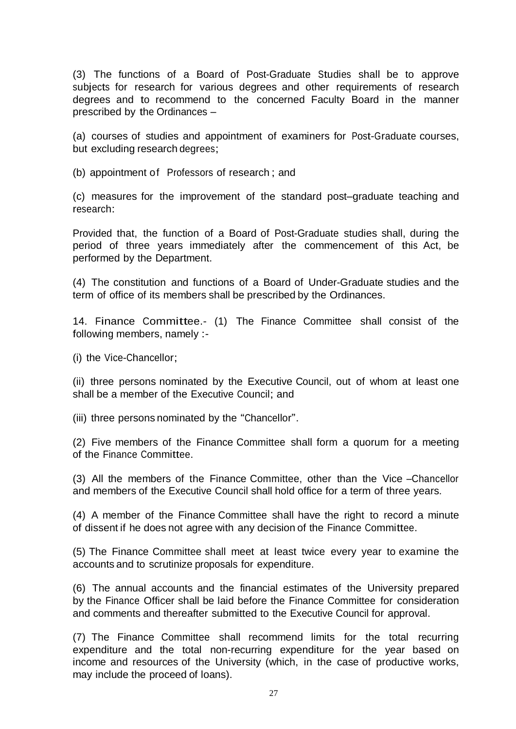(3) The functions of a Board of Post-Graduate Studies shall be to approve subjects for research for various degrees and other requirements of research degrees and to recommend to the concerned Faculty Board in the manner prescribed by the Ordinances –

(a) courses of studies and appointment of examiners for Post-Graduate courses, but excluding research degrees;

(b) appointment of Professors of research ; and

(c) measures for the improvement of the standard post–graduate teaching and research:

Provided that, the function of a Board of Post-Graduate studies shall, during the period of three years immediately after the commencement of this Act, be performed by the Department.

(4) The constitution and functions of a Board of Under-Graduate studies and the term of office of its members shall be prescribed by the Ordinances.

14. Finance Committee.- (1) The Finance Committee shall consist of the following members, namely :-

(i) the Vice-Chancellor;

(ii) three persons nominated by the Executive Council, out of whom at least one shall be a member of the Executive Council; and

(iii) three persons nominated by the "Chancellor".

(2) Five members of the Finance Committee shall form a quorum for a meeting of the Finance Committee.

(3) All the members of the Finance Committee, other than the Vice –Chancellor and members of the Executive Council shall hold office for a term of three years.

(4) A member of the Finance Committee shall have the right to record a minute of dissent if he does not agree with any decision of the Finance Committee.

(5) The Finance Committee shall meet at least twice every year to examine the accounts and to scrutinize proposals for expenditure.

(6) The annual accounts and the financial estimates of the University prepared by the Finance Officer shall be laid before the Finance Committee for consideration and comments and thereafter submitted to the Executive Council for approval.

(7) The Finance Committee shall recommend limits for the total recurring expenditure and the total non-recurring expenditure for the year based on income and resources of the University (which, in the case of productive works, may include the proceed of loans).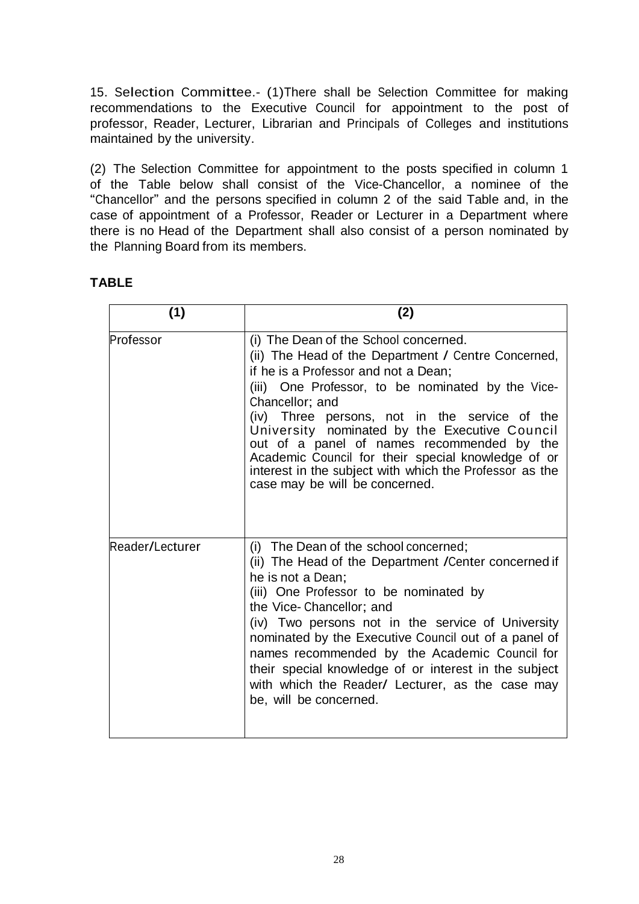15. Selection Committee.- (1)There shall be Selection Committee for making recommendations to the Executive Council for appointment to the post of professor, Reader, Lecturer, Librarian and Principals of Colleges and institutions maintained by the university.

(2) The Selection Committee for appointment to the posts specified in column 1 of the Table below shall consist of the Vice-Chancellor, a nominee of the "Chancellor" and the persons specified in column 2 of the said Table and, in the case of appointment of a Professor, Reader or Lecturer in a Department where there is no Head of the Department shall also consist of a person nominated by the Planning Board from its members.

**TABLE**

| (1) | (2) |
|---|---|
| Professor | (i) The Dean of the School concerned.<br>(ii) The Head of the Department / Centre Concerned, if he is a Professor and not a Dean;<br>(iii) One Professor, to be nominated by the Vice-Chancellor; and<br>(iv) Three persons, not in the service of the University nominated by the Executive Council out of a panel of names recommended by the Academic Council for their special knowledge of or interest in the subject with which the Professor as the case may be will be concerned. |
| Reader/Lecturer | (i) The Dean of the school concerned;<br>(ii) The Head of the Department /Center concerned if he is not a Dean;<br>(iii) One Professor to be nominated by the Vice- Chancellor; and<br>(iv) Two persons not in the service of University nominated by the Executive Council out of a panel of names recommended by the Academic Council for their special knowledge of or interest in the subject with which the Reader/ Lecturer, as the case may be, will be concerned. |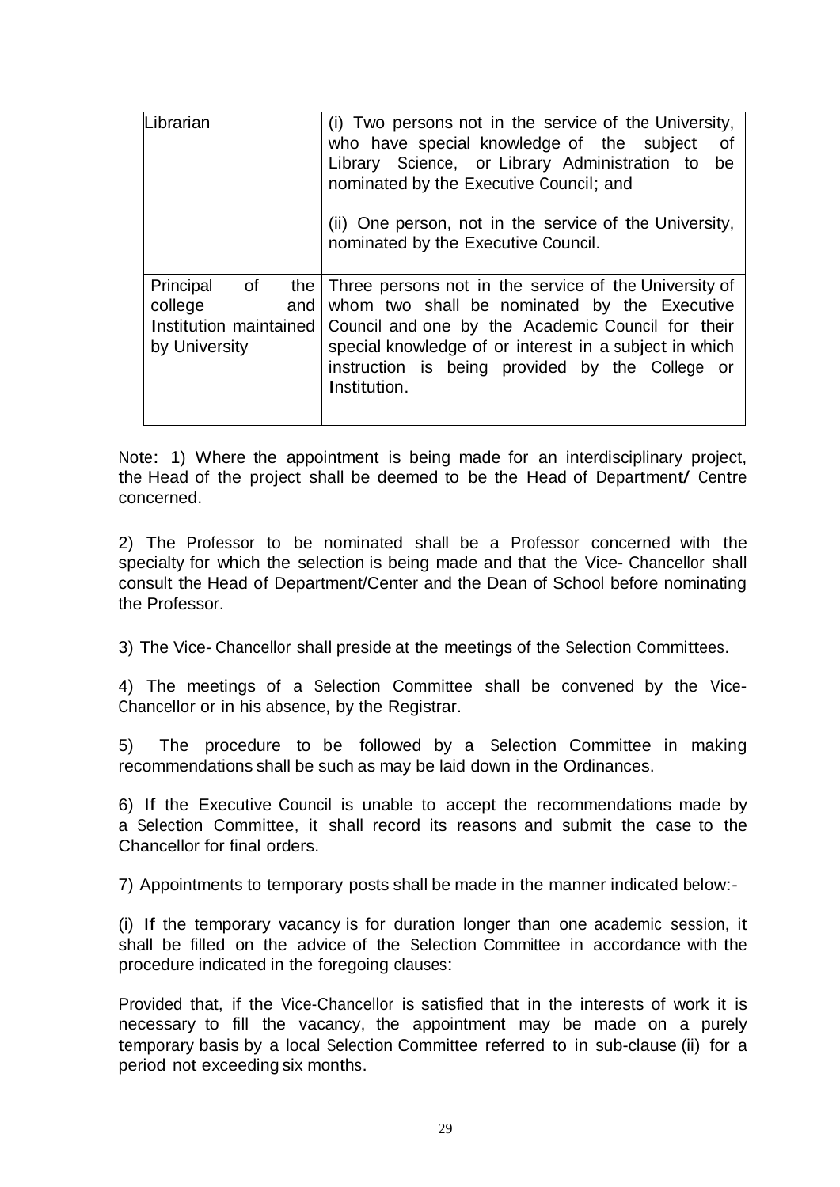| | |
|---|---|
| Librarian | (i) Two persons not in the service of the University, who have special knowledge of the subject of Library Science, or Library Administration to be nominated by the Executive Council; and<br><br>(ii) One person, not in the service of the University, nominated by the Executive Council. |
| Principal of the college and Institution maintained by University | Three persons not in the service of the University of whom two shall be nominated by the Executive Council and one by the Academic Council for their special knowledge of or interest in a subject in which instruction is being provided by the College or Institution. |

Note: 1) Where the appointment is being made for an interdisciplinary project, the Head of the project shall be deemed to be the Head of Department/ Centre concerned.

2) The Professor to be nominated shall be a Professor concerned with the specialty for which the selection is being made and that the Vice- Chancellor shall consult the Head of Department/Center and the Dean of School before nominating the Professor.

3) The Vice- Chancellor shall preside at the meetings of the Selection Committees.

4) The meetings of a Selection Committee shall be convened by the Vice-Chancellor or in his absence, by the Registrar.

5) The procedure to be followed by a Selection Committee in making recommendations shall be such as may be laid down in the Ordinances.

6) If the Executive Council is unable to accept the recommendations made by a Selection Committee, it shall record its reasons and submit the case to the Chancellor for final orders.

7) Appointments to temporary posts shall be made in the manner indicated below:-

(i) If the temporary vacancy is for duration longer than one academic session, it shall be filled on the advice of the Selection Committee in accordance with the procedure indicated in the foregoing clauses:

Provided that, if the Vice-Chancellor is satisfied that in the interests of work it is necessary to fill the vacancy, the appointment may be made on a purely temporary basis by a local Selection Committee referred to in sub-clause (ii) for a period not exceeding six months.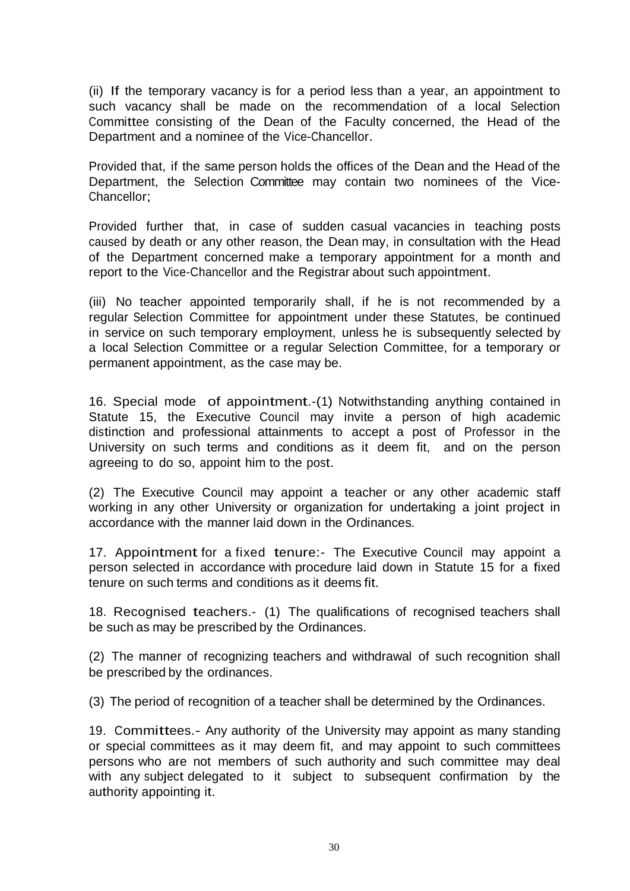(ii) If the temporary vacancy is for a period less than a year, an appointment to such vacancy shall be made on the recommendation of a local Selection Committee consisting of the Dean of the Faculty concerned, the Head of the Department and a nominee of the Vice-Chancellor.

Provided that, if the same person holds the offices of the Dean and the Head of the Department, the Selection Committee may contain two nominees of the Vice-Chancellor;

Provided further that, in case of sudden casual vacancies in teaching posts caused by death or any other reason, the Dean may, in consultation with the Head of the Department concerned make a temporary appointment for a month and report to the Vice-Chancellor and the Registrar about such appointment.

(iii) No teacher appointed temporarily shall, if he is not recommended by a regular Selection Committee for appointment under these Statutes, be continued in service on such temporary employment, unless he is subsequently selected by a local Selection Committee or a regular Selection Committee, for a temporary or permanent appointment, as the case may be.

16. Special mode of appointment.-(1) Notwithstanding anything contained in Statute 15, the Executive Council may invite a person of high academic distinction and professional attainments to accept a post of Professor in the University on such terms and conditions as it deem fit, and on the person agreeing to do so, appoint him to the post.

(2) The Executive Council may appoint a teacher or any other academic staff working in any other University or organization for undertaking a joint project in accordance with the manner laid down in the Ordinances.

17. Appointment for a fixed tenure:- The Executive Council may appoint a person selected in accordance with procedure laid down in Statute 15 for a fixed tenure on such terms and conditions as it deems fit.

18. Recognised teachers.- (1) The qualifications of recognised teachers shall be such as may be prescribed by the Ordinances.

(2) The manner of recognizing teachers and withdrawal of such recognition shall be prescribed by the ordinances.

(3) The period of recognition of a teacher shall be determined by the Ordinances.

19. Committees.- Any authority of the University may appoint as many standing or special committees as it may deem fit, and may appoint to such committees persons who are not members of such authority and such committee may deal with any subject delegated to it subject to subsequent confirmation by the authority appointing it.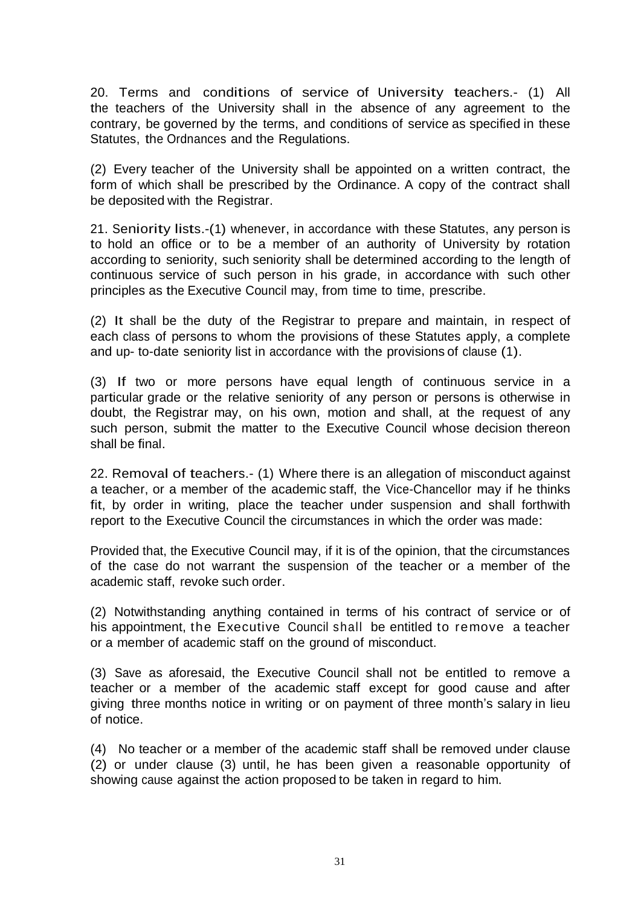20. Terms and conditions of service of University teachers.- (1) All the teachers of the University shall in the absence of any agreement to the contrary, be governed by the terms, and conditions of service as specified in these Statutes, the Ordnances and the Regulations.

(2) Every teacher of the University shall be appointed on a written contract, the form of which shall be prescribed by the Ordinance. A copy of the contract shall be deposited with the Registrar.

21. Seniority lists.-(1) whenever, in accordance with these Statutes, any person is to hold an office or to be a member of an authority of University by rotation according to seniority, such seniority shall be determined according to the length of continuous service of such person in his grade, in accordance with such other principles as the Executive Council may, from time to time, prescribe.

(2) It shall be the duty of the Registrar to prepare and maintain, in respect of each class of persons to whom the provisions of these Statutes apply, a complete and up- to-date seniority list in accordance with the provisions of clause (1).

(3) If two or more persons have equal length of continuous service in a particular grade or the relative seniority of any person or persons is otherwise in doubt, the Registrar may, on his own, motion and shall, at the request of any such person, submit the matter to the Executive Council whose decision thereon shall be final.

22. Removal of teachers.- (1) Where there is an allegation of misconduct against a teacher, or a member of the academic staff, the Vice-Chancellor may if he thinks fit, by order in writing, place the teacher under suspension and shall forthwith report to the Executive Council the circumstances in which the order was made:

Provided that, the Executive Council may, if it is of the opinion, that the circumstances of the case do not warrant the suspension of the teacher or a member of the academic staff, revoke such order.

(2) Notwithstanding anything contained in terms of his contract of service or of his appointment, the Executive Council shall be entitled to remove a teacher or a member of academic staff on the ground of misconduct.

(3) Save as aforesaid, the Executive Council shall not be entitled to remove a teacher or a member of the academic staff except for good cause and after giving three months notice in writing or on payment of three month's salary in lieu of notice.

(4) No teacher or a member of the academic staff shall be removed under clause (2) or under clause (3) until, he has been given a reasonable opportunity of showing cause against the action proposed to be taken in regard to him.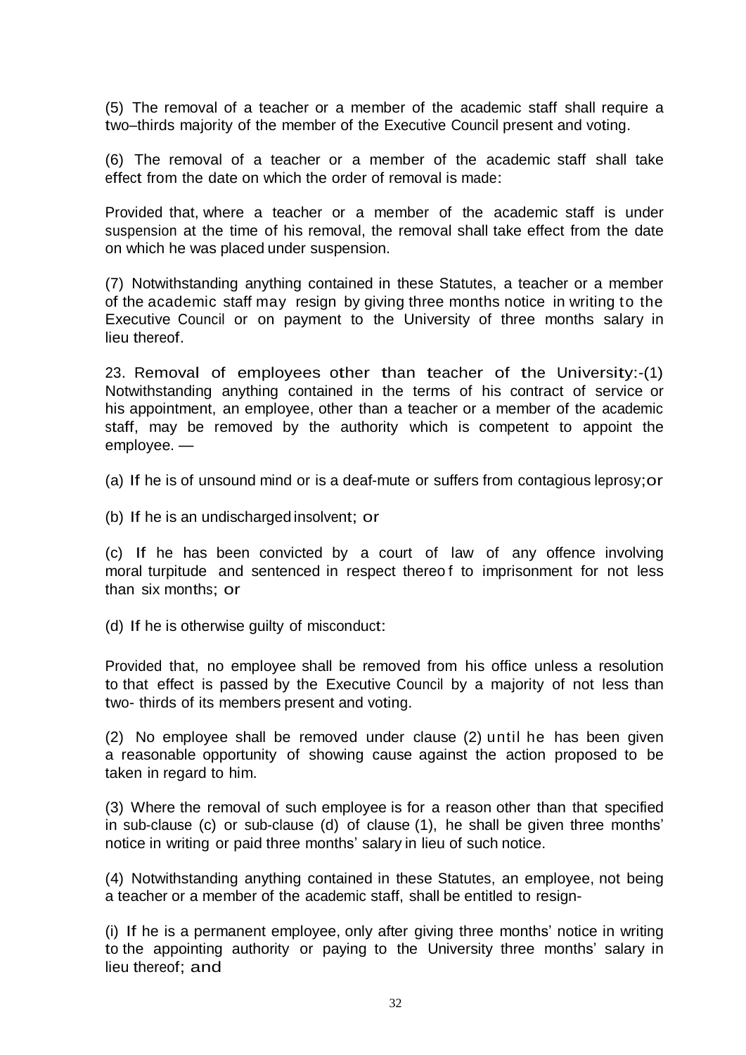(5) The removal of a teacher or a member of the academic staff shall require a two–thirds majority of the member of the Executive Council present and voting.

(6) The removal of a teacher or a member of the academic staff shall take effect from the date on which the order of removal is made:

Provided that, where a teacher or a member of the academic staff is under suspension at the time of his removal, the removal shall take effect from the date on which he was placed under suspension.

(7) Notwithstanding anything contained in these Statutes, a teacher or a member of the academic staff may resign by giving three months notice in writing to the Executive Council or on payment to the University of three months salary in lieu thereof.

23. Removal of employees other than teacher of the University:-(1) Notwithstanding anything contained in the terms of his contract of service or his appointment, an employee, other than a teacher or a member of the academic staff, may be removed by the authority which is competent to appoint the employee. —

(a) If he is of unsound mind or is a deaf-mute or suffers from contagious leprosy;or

(b) If he is an undischarged insolvent; or

(c) If he has been convicted by a court of law of any offence involving moral turpitude and sentenced in respect thereo f to imprisonment for not less than six months; or

(d) If he is otherwise guilty of misconduct:

Provided that, no employee shall be removed from his office unless a resolution to that effect is passed by the Executive Council by a majority of not less than two- thirds of its members present and voting.

(2) No employee shall be removed under clause (2) until he has been given a reasonable opportunity of showing cause against the action proposed to be taken in regard to him.

(3) Where the removal of such employee is for a reason other than that specified in sub-clause (c) or sub-clause (d) of clause (1), he shall be given three months' notice in writing or paid three months' salary in lieu of such notice.

(4) Notwithstanding anything contained in these Statutes, an employee, not being a teacher or a member of the academic staff, shall be entitled to resign-

(i) If he is a permanent employee, only after giving three months' notice in writing to the appointing authority or paying to the University three months' salary in lieu thereof; and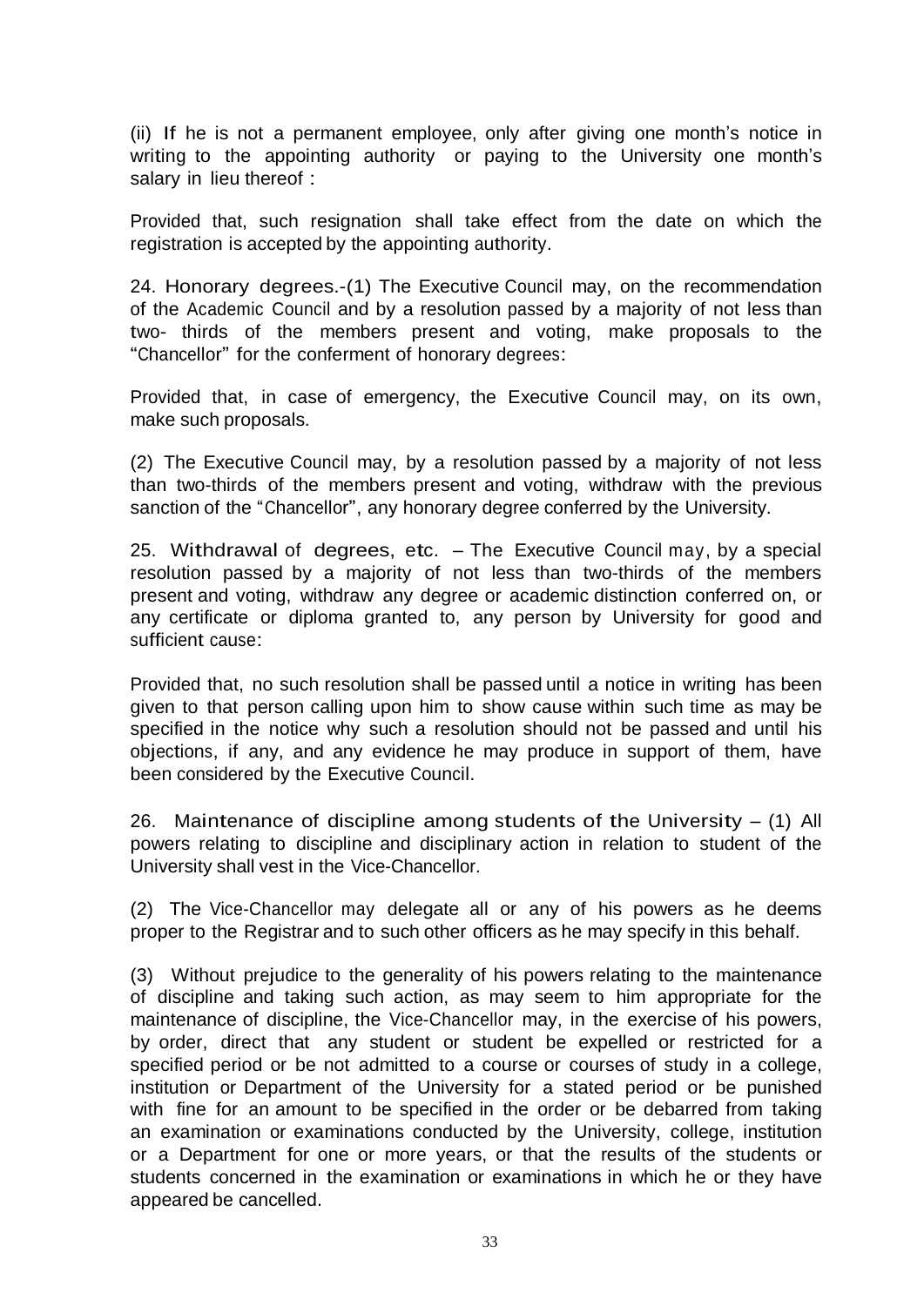(ii) If he is not a permanent employee, only after giving one month's notice in writing to the appointing authority or paying to the University one month's salary in lieu thereof :

Provided that, such resignation shall take effect from the date on which the registration is accepted by the appointing authority.

24. Honorary degrees.-(1) The Executive Council may, on the recommendation of the Academic Council and by a resolution passed by a majority of not less than two- thirds of the members present and voting, make proposals to the "Chancellor" for the conferment of honorary degrees:

Provided that, in case of emergency, the Executive Council may, on its own, make such proposals.

(2) The Executive Council may, by a resolution passed by a majority of not less than two-thirds of the members present and voting, withdraw with the previous sanction of the "Chancellor", any honorary degree conferred by the University.

25. Withdrawal of degrees, etc. – The Executive Council may, by a special resolution passed by a majority of not less than two-thirds of the members present and voting, withdraw any degree or academic distinction conferred on, or any certificate or diploma granted to, any person by University for good and sufficient cause:

Provided that, no such resolution shall be passed until a notice in writing has been given to that person calling upon him to show cause within such time as may be specified in the notice why such a resolution should not be passed and until his objections, if any, and any evidence he may produce in support of them, have been considered by the Executive Council.

26. Maintenance of discipline among students of the University – (1) All powers relating to discipline and disciplinary action in relation to student of the University shall vest in the Vice-Chancellor.

(2) The Vice-Chancellor may delegate all or any of his powers as he deems proper to the Registrar and to such other officers as he may specify in this behalf.

(3) Without prejudice to the generality of his powers relating to the maintenance of discipline and taking such action, as may seem to him appropriate for the maintenance of discipline, the Vice-Chancellor may, in the exercise of his powers, by order, direct that any student or student be expelled or restricted for a specified period or be not admitted to a course or courses of study in a college, institution or Department of the University for a stated period or be punished with fine for an amount to be specified in the order or be debarred from taking an examination or examinations conducted by the University, college, institution or a Department for one or more years, or that the results of the students or students concerned in the examination or examinations in which he or they have appeared be cancelled.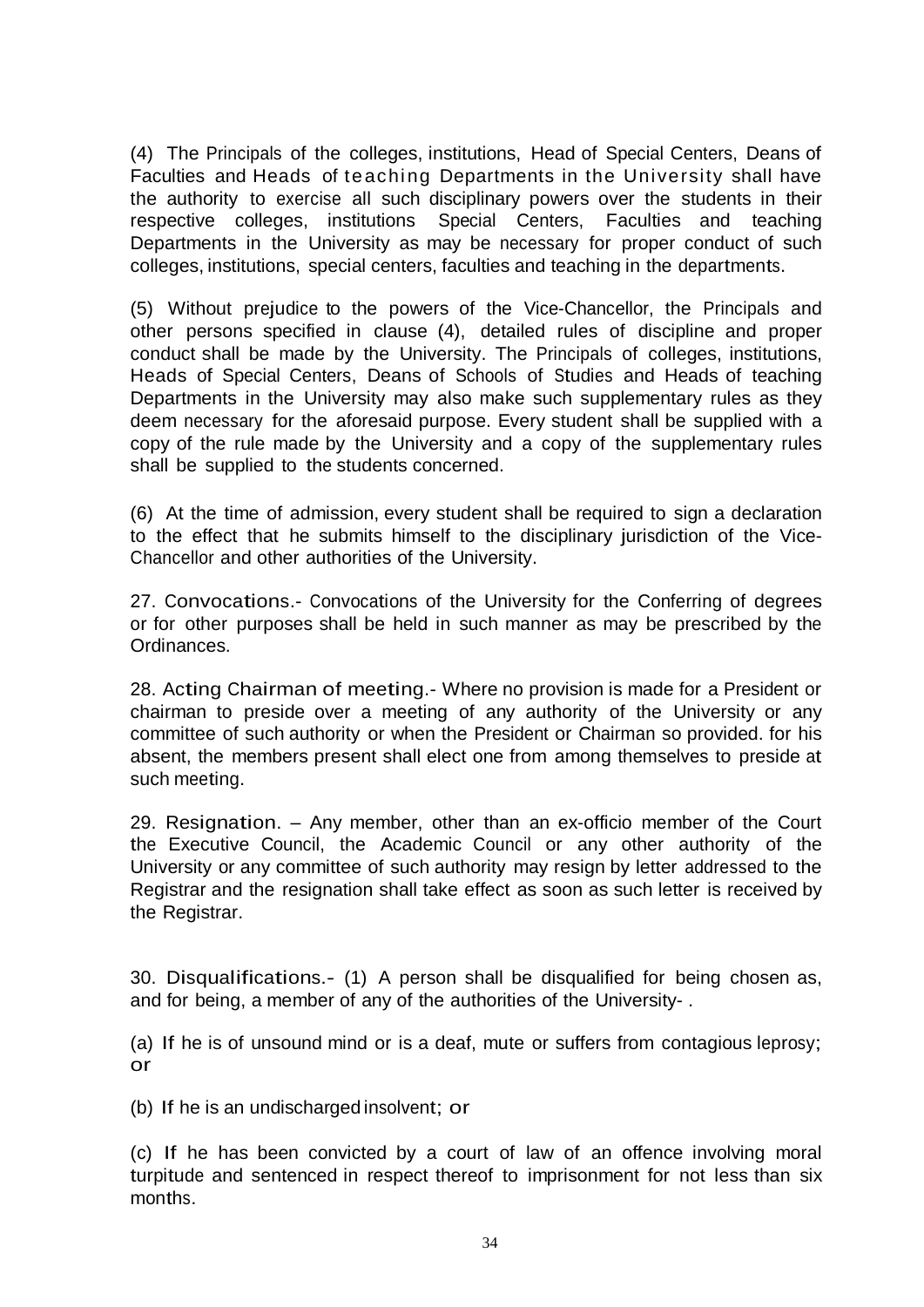(4) The Principals of the colleges, institutions, Head of Special Centers, Deans of Faculties and Heads of teaching Departments in the University shall have the authority to exercise all such disciplinary powers over the students in their respective colleges, institutions Special Centers, Faculties and teaching Departments in the University as may be necessary for proper conduct of such colleges, institutions, special centers, faculties and teaching in the departments.

(5) Without prejudice to the powers of the Vice-Chancellor, the Principals and other persons specified in clause (4), detailed rules of discipline and proper conduct shall be made by the University. The Principals of colleges, institutions, Heads of Special Centers, Deans of Schools of Studies and Heads of teaching Departments in the University may also make such supplementary rules as they deem necessary for the aforesaid purpose. Every student shall be supplied with a copy of the rule made by the University and a copy of the supplementary rules shall be supplied to the students concerned.

(6) At the time of admission, every student shall be required to sign a declaration to the effect that he submits himself to the disciplinary jurisdiction of the Vice-Chancellor and other authorities of the University.

27. Convocations.- Convocations of the University for the Conferring of degrees or for other purposes shall be held in such manner as may be prescribed by the Ordinances.

28. Acting Chairman of meeting.- Where no provision is made for a President or chairman to preside over a meeting of any authority of the University or any committee of such authority or when the President or Chairman so provided. for his absent, the members present shall elect one from among themselves to preside at such meeting.

29. Resignation. – Any member, other than an ex-officio member of the Court the Executive Council, the Academic Council or any other authority of the University or any committee of such authority may resign by letter addressed to the Registrar and the resignation shall take effect as soon as such letter is received by the Registrar.

30. Disqualifications.- (1) A person shall be disqualified for being chosen as, and for being, a member of any of the authorities of the University- .

(a) If he is of unsound mind or is a deaf, mute or suffers from contagious leprosy; or

(b) If he is an undischarged insolvent; or

(c) If he has been convicted by a court of law of an offence involving moral turpitude and sentenced in respect thereof to imprisonment for not less than six months.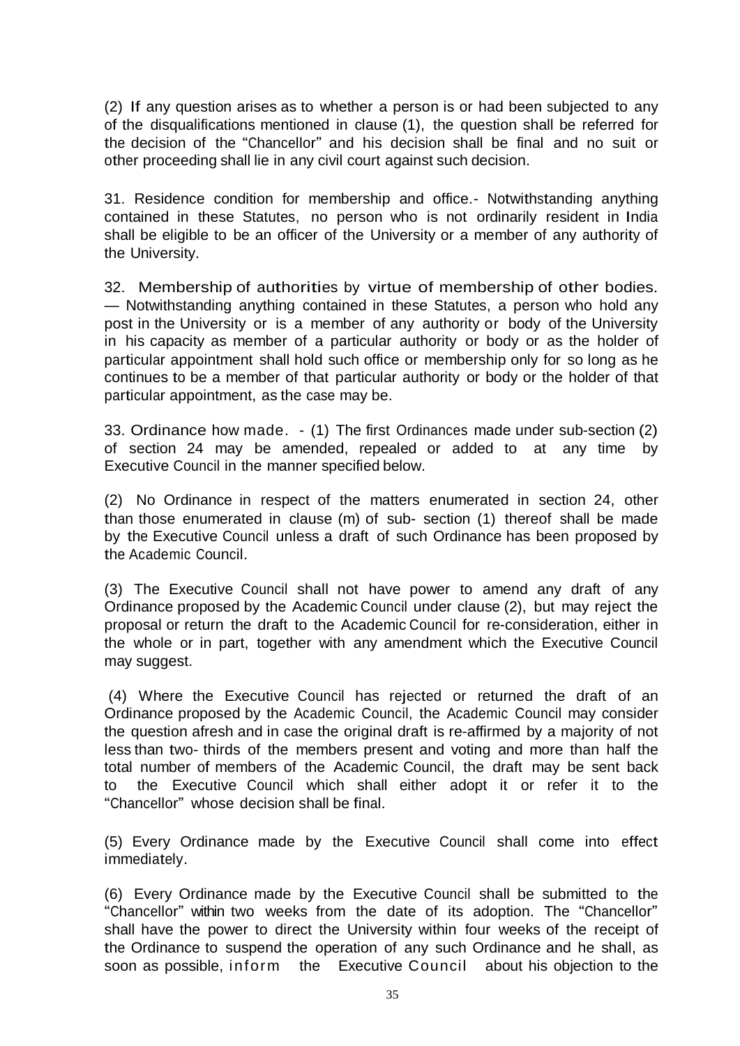(2) If any question arises as to whether a person is or had been subjected to any of the disqualifications mentioned in clause (1), the question shall be referred for the decision of the "Chancellor" and his decision shall be final and no suit or other proceeding shall lie in any civil court against such decision.

31. Residence condition for membership and office.- Notwithstanding anything contained in these Statutes, no person who is not ordinarily resident in India shall be eligible to be an officer of the University or a member of any authority of the University.

32. Membership of authorities by virtue of membership of other bodies. — Notwithstanding anything contained in these Statutes, a person who hold any post in the University or is a member of any authority or body of the University in his capacity as member of a particular authority or body or as the holder of particular appointment shall hold such office or membership only for so long as he continues to be a member of that particular authority or body or the holder of that particular appointment, as the case may be.

33. Ordinance how made. - (1) The first Ordinances made under sub-section (2) of section 24 may be amended, repealed or added to at any time by Executive Council in the manner specified below.

(2) No Ordinance in respect of the matters enumerated in section 24, other than those enumerated in clause (m) of sub- section (1) thereof shall be made by the Executive Council unless a draft of such Ordinance has been proposed by the Academic Council.

(3) The Executive Council shall not have power to amend any draft of any Ordinance proposed by the Academic Council under clause (2), but may reject the proposal or return the draft to the Academic Council for re-consideration, either in the whole or in part, together with any amendment which the Executive Council may suggest.

(4) Where the Executive Council has rejected or returned the draft of an Ordinance proposed by the Academic Council, the Academic Council may consider the question afresh and in case the original draft is re-affirmed by a majority of not less than two- thirds of the members present and voting and more than half the total number of members of the Academic Council, the draft may be sent back to the Executive Council which shall either adopt it or refer it to the "Chancellor" whose decision shall be final.

(5) Every Ordinance made by the Executive Council shall come into effect immediately.

(6) Every Ordinance made by the Executive Council shall be submitted to the "Chancellor" within two weeks from the date of its adoption. The "Chancellor" shall have the power to direct the University within four weeks of the receipt of the Ordinance to suspend the operation of any such Ordinance and he shall, as soon as possible, inform the Executive Council about his objection to the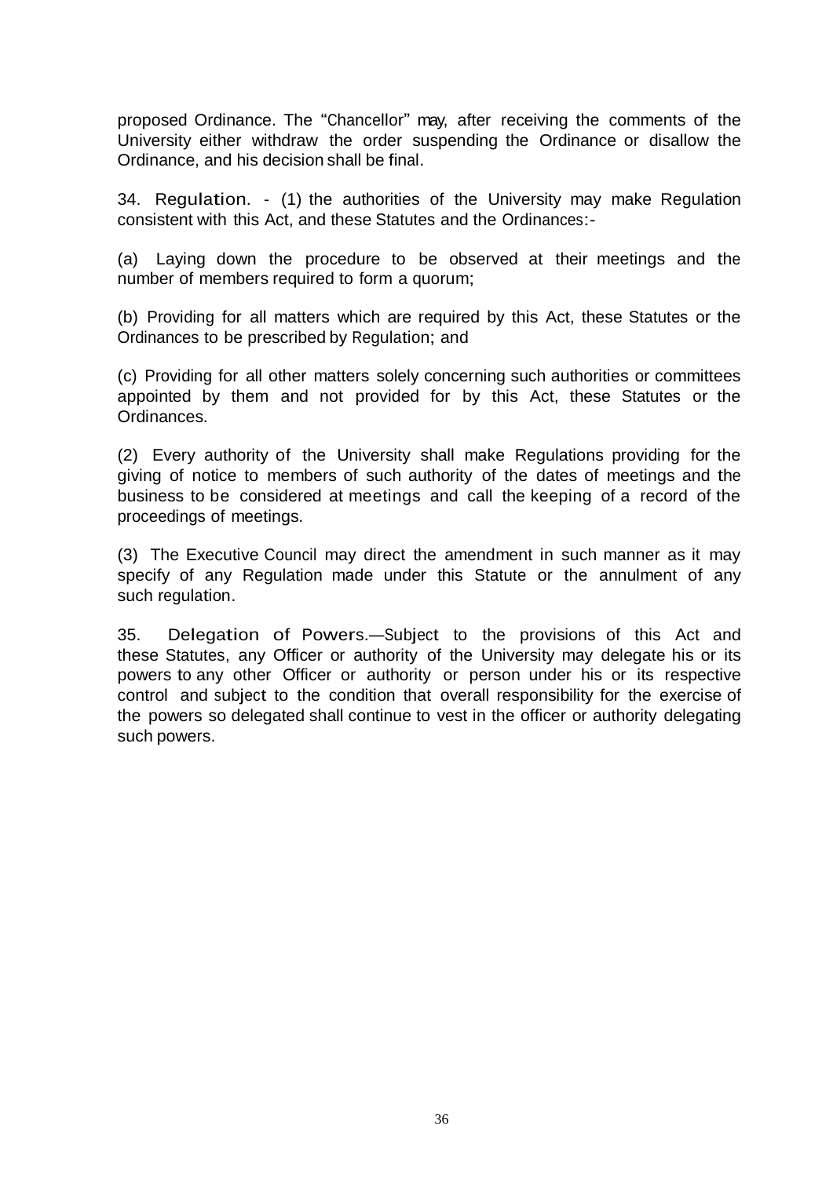proposed Ordinance. The "Chancellor" may, after receiving the comments of the University either withdraw the order suspending the Ordinance or disallow the Ordinance, and his decision shall be final.

34. Regulation. - (1) the authorities of the University may make Regulation consistent with this Act, and these Statutes and the Ordinances:-

(a) Laying down the procedure to be observed at their meetings and the number of members required to form a quorum;

(b) Providing for all matters which are required by this Act, these Statutes or the Ordinances to be prescribed by Regulation; and

(c) Providing for all other matters solely concerning such authorities or committees appointed by them and not provided for by this Act, these Statutes or the Ordinances.

(2) Every authority of the University shall make Regulations providing for the giving of notice to members of such authority of the dates of meetings and the business to be considered at meetings and call the keeping of a record of the proceedings of meetings.

(3) The Executive Council may direct the amendment in such manner as it may specify of any Regulation made under this Statute or the annulment of any such regulation.

35. Delegation of Powers.—Subject to the provisions of this Act and these Statutes, any Officer or authority of the University may delegate his or its powers to any other Officer or authority or person under his or its respective control and subject to the condition that overall responsibility for the exercise of the powers so delegated shall continue to vest in the officer or authority delegating such powers.